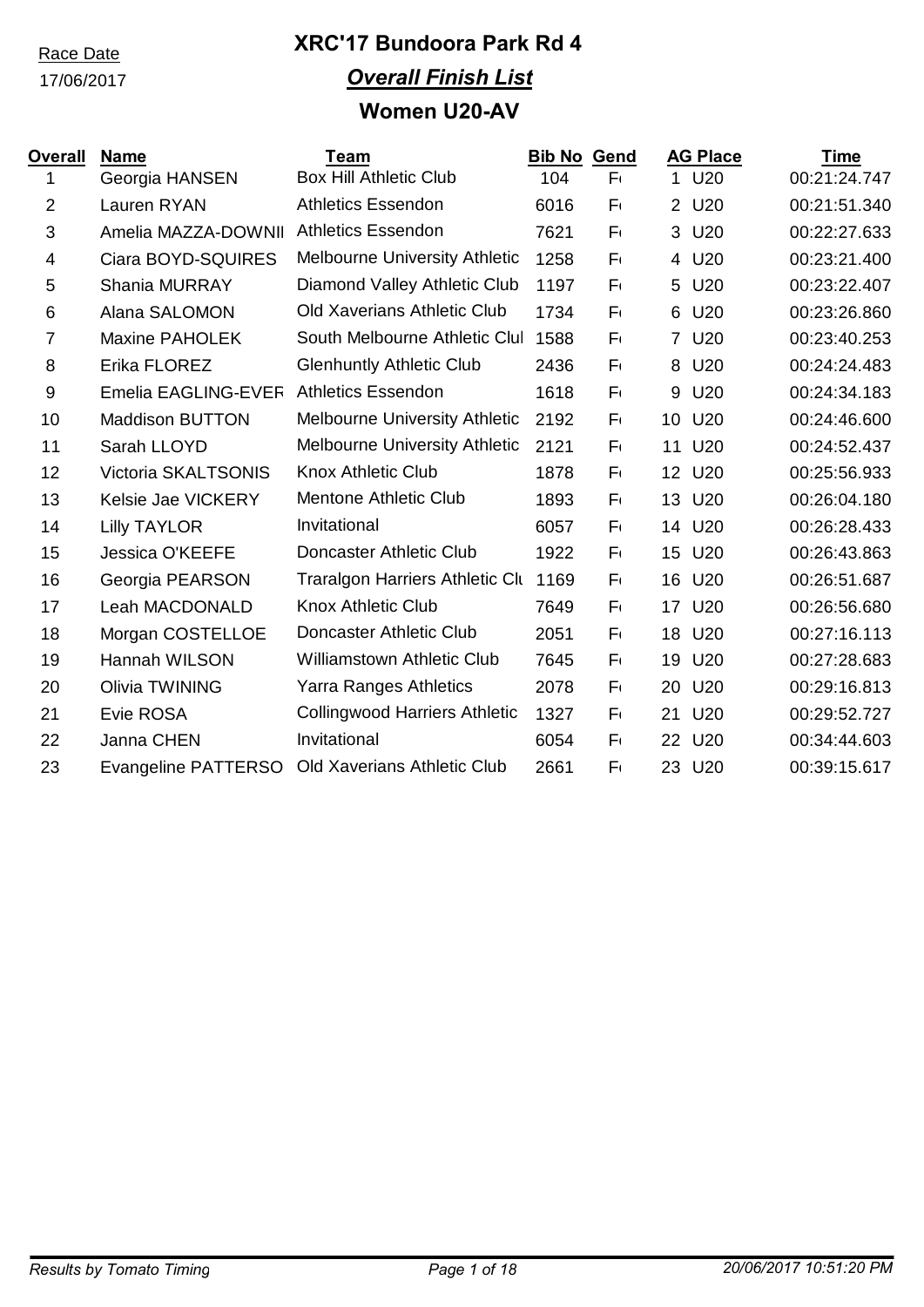Race Date

17/06/2017

# XRC'17 Bundoora Park Rd 4

## *Overall Finish List*

## Women U20-AV

| Overall | Name | Team | Bib No | Gend | AG Place | Time |
|---|---|---|---|---|---|---|
| 1 | Georgia HANSEN | Box Hill Athletic Club | 104 | F | 1 U20 | 00:21:24.747 |
| 2 | Lauren RYAN | Athletics Essendon | 6016 | F | 2 U20 | 00:21:51.340 |
| 3 | Amelia MAZZA-DOWNII | Athletics Essendon | 7621 | F | 3 U20 | 00:22:27.633 |
| 4 | Ciara BOYD-SQUIRES | Melbourne University Athletic | 1258 | F | 4 U20 | 00:23:21.400 |
| 5 | Shania MURRAY | Diamond Valley Athletic Club | 1197 | F | 5 U20 | 00:23:22.407 |
| 6 | Alana SALOMON | Old Xaverians Athletic Club | 1734 | F | 6 U20 | 00:23:26.860 |
| 7 | Maxine PAHOLEK | South Melbourne Athletic Clul | 1588 | F | 7 U20 | 00:23:40.253 |
| 8 | Erika FLOREZ | Glenhuntly Athletic Club | 2436 | F | 8 U20 | 00:24:24.483 |
| 9 | Emelia EAGLING-EVER | Athletics Essendon | 1618 | F | 9 U20 | 00:24:34.183 |
| 10 | Maddison BUTTON | Melbourne University Athletic | 2192 | F | 10 U20 | 00:24:46.600 |
| 11 | Sarah LLOYD | Melbourne University Athletic | 2121 | F | 11 U20 | 00:24:52.437 |
| 12 | Victoria SKALTSONIS | Knox Athletic Club | 1878 | F | 12 U20 | 00:25:56.933 |
| 13 | Kelsie Jae VICKERY | Mentone Athletic Club | 1893 | F | 13 U20 | 00:26:04.180 |
| 14 | Lilly TAYLOR | Invitational | 6057 | F | 14 U20 | 00:26:28.433 |
| 15 | Jessica O'KEEFE | Doncaster Athletic Club | 1922 | F | 15 U20 | 00:26:43.863 |
| 16 | Georgia PEARSON | Traralgon Harriers Athletic Clu | 1169 | F | 16 U20 | 00:26:51.687 |
| 17 | Leah MACDONALD | Knox Athletic Club | 7649 | F | 17 U20 | 00:26:56.680 |
| 18 | Morgan COSTELLOE | Doncaster Athletic Club | 2051 | F | 18 U20 | 00:27:16.113 |
| 19 | Hannah WILSON | Williamstown Athletic Club | 7645 | F | 19 U20 | 00:27:28.683 |
| 20 | Olivia TWINING | Yarra Ranges Athletics | 2078 | F | 20 U20 | 00:29:16.813 |
| 21 | Evie ROSA | Collingwood Harriers Athletic | 1327 | F | 21 U20 | 00:29:52.727 |
| 22 | Janna CHEN | Invitational | 6054 | F | 22 U20 | 00:34:44.603 |
| 23 | Evangeline PATTERSO | Old Xaverians Athletic Club | 2661 | F | 23 U20 | 00:39:15.617 |

*Results by Tomato Timing* — *20/06/2017 10:51:20 PM*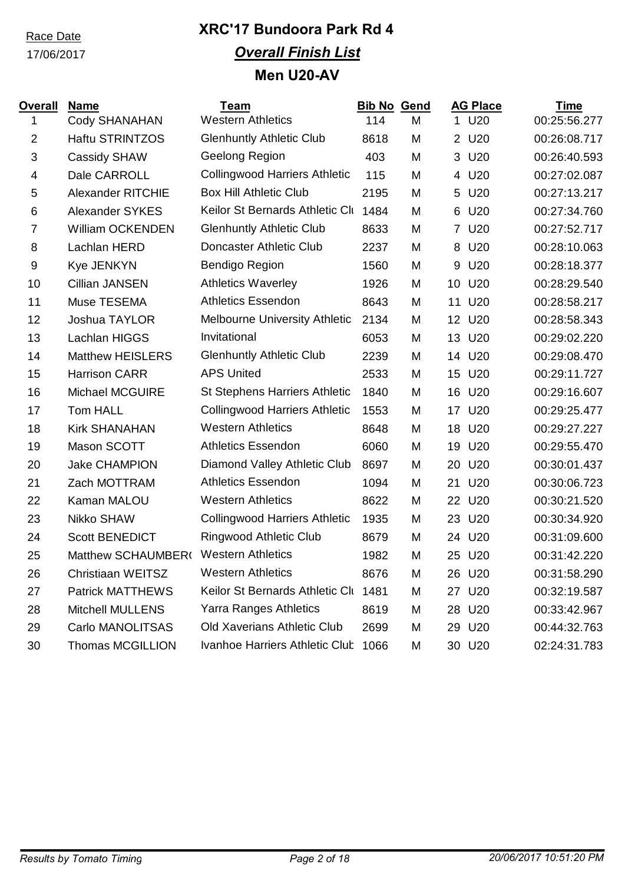Race Date

17/06/2017

# XRC'17 Bundoora Park Rd 4

## *Overall Finish List*

## Men U20-AV

| Overall | Name | Team | Bib No | Gend | AG Place | Time |
|---|---|---|---|---|---|---|
| 1 | Cody SHANAHAN | Western Athletics | 114 | M | 1 U20 | 00:25:56.277 |
| 2 | Haftu STRINTZOS | Glenhuntly Athletic Club | 8618 | M | 2 U20 | 00:26:08.717 |
| 3 | Cassidy SHAW | Geelong Region | 403 | M | 3 U20 | 00:26:40.593 |
| 4 | Dale CARROLL | Collingwood Harriers Athletic | 115 | M | 4 U20 | 00:27:02.087 |
| 5 | Alexander RITCHIE | Box Hill Athletic Club | 2195 | M | 5 U20 | 00:27:13.217 |
| 6 | Alexander SYKES | Keilor St Bernards Athletic Clu | 1484 | M | 6 U20 | 00:27:34.760 |
| 7 | William OCKENDEN | Glenhuntly Athletic Club | 8633 | M | 7 U20 | 00:27:52.717 |
| 8 | Lachlan HERD | Doncaster Athletic Club | 2237 | M | 8 U20 | 00:28:10.063 |
| 9 | Kye JENKYN | Bendigo Region | 1560 | M | 9 U20 | 00:28:18.377 |
| 10 | Cillian JANSEN | Athletics Waverley | 1926 | M | 10 U20 | 00:28:29.540 |
| 11 | Muse TESEMA | Athletics Essendon | 8643 | M | 11 U20 | 00:28:58.217 |
| 12 | Joshua TAYLOR | Melbourne University Athletic | 2134 | M | 12 U20 | 00:28:58.343 |
| 13 | Lachlan HIGGS | Invitational | 6053 | M | 13 U20 | 00:29:02.220 |
| 14 | Matthew HEISLERS | Glenhuntly Athletic Club | 2239 | M | 14 U20 | 00:29:08.470 |
| 15 | Harrison CARR | APS United | 2533 | M | 15 U20 | 00:29:11.727 |
| 16 | Michael MCGUIRE | St Stephens Harriers Athletic | 1840 | M | 16 U20 | 00:29:16.607 |
| 17 | Tom HALL | Collingwood Harriers Athletic | 1553 | M | 17 U20 | 00:29:25.477 |
| 18 | Kirk SHANAHAN | Western Athletics | 8648 | M | 18 U20 | 00:29:27.227 |
| 19 | Mason SCOTT | Athletics Essendon | 6060 | M | 19 U20 | 00:29:55.470 |
| 20 | Jake CHAMPION | Diamond Valley Athletic Club | 8697 | M | 20 U20 | 00:30:01.437 |
| 21 | Zach MOTTRAM | Athletics Essendon | 1094 | M | 21 U20 | 00:30:06.723 |
| 22 | Kaman MALOU | Western Athletics | 8622 | M | 22 U20 | 00:30:21.520 |
| 23 | Nikko SHAW | Collingwood Harriers Athletic | 1935 | M | 23 U20 | 00:30:34.920 |
| 24 | Scott BENEDICT | Ringwood Athletic Club | 8679 | M | 24 U20 | 00:31:09.600 |
| 25 | Matthew SCHAUMBER( | Western Athletics | 1982 | M | 25 U20 | 00:31:42.220 |
| 26 | Christiaan WEITSZ | Western Athletics | 8676 | M | 26 U20 | 00:31:58.290 |
| 27 | Patrick MATTHEWS | Keilor St Bernards Athletic Clu | 1481 | M | 27 U20 | 00:32:19.587 |
| 28 | Mitchell MULLENS | Yarra Ranges Athletics | 8619 | M | 28 U20 | 00:33:42.967 |
| 29 | Carlo MANOLITSAS | Old Xaverians Athletic Club | 2699 | M | 29 U20 | 00:44:32.763 |
| 30 | Thomas MCGILLION | Ivanhoe Harriers Athletic Club | 1066 | M | 30 U20 | 02:24:31.783 |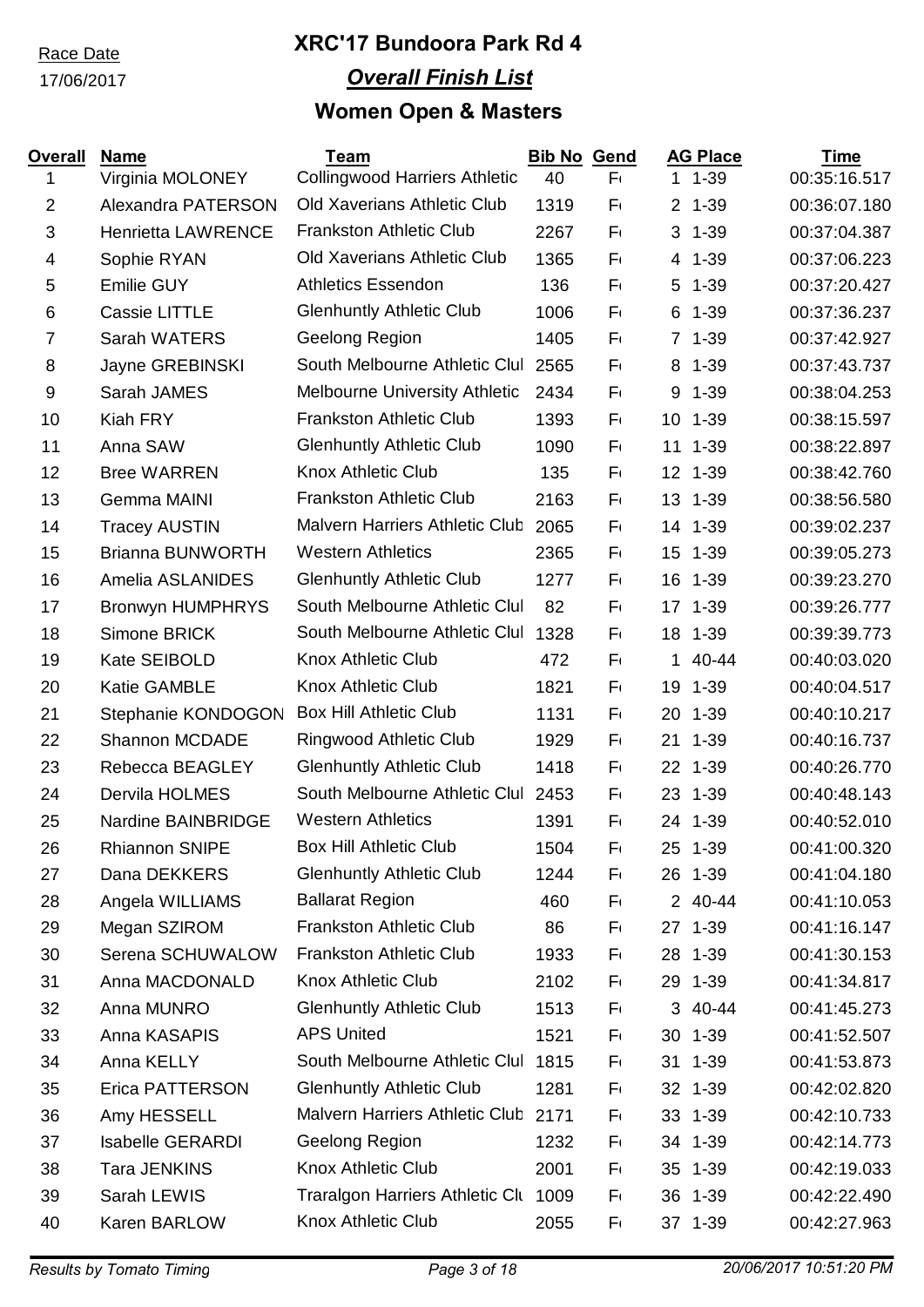Race Date

17/06/2017

# XRC'17 Bundoora Park Rd 4

## *Overall Finish List*

## Women Open & Masters

| Overall | Name | Team | Bib No | Gend | AG Place | Time |
|---|---|---|---|---|---|---|
| 1 | Virginia MOLONEY | Collingwood Harriers Athletic | 40 | F | 1 1-39 | 00:35:16.517 |
| 2 | Alexandra PATERSON | Old Xaverians Athletic Club | 1319 | F | 2 1-39 | 00:36:07.180 |
| 3 | Henrietta LAWRENCE | Frankston Athletic Club | 2267 | F | 3 1-39 | 00:37:04.387 |
| 4 | Sophie RYAN | Old Xaverians Athletic Club | 1365 | F | 4 1-39 | 00:37:06.223 |
| 5 | Emilie GUY | Athletics Essendon | 136 | F | 5 1-39 | 00:37:20.427 |
| 6 | Cassie LITTLE | Glenhuntly Athletic Club | 1006 | F | 6 1-39 | 00:37:36.237 |
| 7 | Sarah WATERS | Geelong Region | 1405 | F | 7 1-39 | 00:37:42.927 |
| 8 | Jayne GREBINSKI | South Melbourne Athletic Clul | 2565 | F | 8 1-39 | 00:37:43.737 |
| 9 | Sarah JAMES | Melbourne University Athletic | 2434 | F | 9 1-39 | 00:38:04.253 |
| 10 | Kiah FRY | Frankston Athletic Club | 1393 | F | 10 1-39 | 00:38:15.597 |
| 11 | Anna SAW | Glenhuntly Athletic Club | 1090 | F | 11 1-39 | 00:38:22.897 |
| 12 | Bree WARREN | Knox Athletic Club | 135 | F | 12 1-39 | 00:38:42.760 |
| 13 | Gemma MAINI | Frankston Athletic Club | 2163 | F | 13 1-39 | 00:38:56.580 |
| 14 | Tracey AUSTIN | Malvern Harriers Athletic Club | 2065 | F | 14 1-39 | 00:39:02.237 |
| 15 | Brianna BUNWORTH | Western Athletics | 2365 | F | 15 1-39 | 00:39:05.273 |
| 16 | Amelia ASLANIDES | Glenhuntly Athletic Club | 1277 | F | 16 1-39 | 00:39:23.270 |
| 17 | Bronwyn HUMPHRYS | South Melbourne Athletic Clul | 82 | F | 17 1-39 | 00:39:26.777 |
| 18 | Simone BRICK | South Melbourne Athletic Clul | 1328 | F | 18 1-39 | 00:39:39.773 |
| 19 | Kate SEIBOLD | Knox Athletic Club | 472 | F | 1 40-44 | 00:40:03.020 |
| 20 | Katie GAMBLE | Knox Athletic Club | 1821 | F | 19 1-39 | 00:40:04.517 |
| 21 | Stephanie KONDOGON | Box Hill Athletic Club | 1131 | F | 20 1-39 | 00:40:10.217 |
| 22 | Shannon MCDADE | Ringwood Athletic Club | 1929 | F | 21 1-39 | 00:40:16.737 |
| 23 | Rebecca BEAGLEY | Glenhuntly Athletic Club | 1418 | F | 22 1-39 | 00:40:26.770 |
| 24 | Dervila HOLMES | South Melbourne Athletic Clul | 2453 | F | 23 1-39 | 00:40:48.143 |
| 25 | Nardine BAINBRIDGE | Western Athletics | 1391 | F | 24 1-39 | 00:40:52.010 |
| 26 | Rhiannon SNIPE | Box Hill Athletic Club | 1504 | F | 25 1-39 | 00:41:00.320 |
| 27 | Dana DEKKERS | Glenhuntly Athletic Club | 1244 | F | 26 1-39 | 00:41:04.180 |
| 28 | Angela WILLIAMS | Ballarat Region | 460 | F | 2 40-44 | 00:41:10.053 |
| 29 | Megan SZIROM | Frankston Athletic Club | 86 | F | 27 1-39 | 00:41:16.147 |
| 30 | Serena SCHUWALOW | Frankston Athletic Club | 1933 | F | 28 1-39 | 00:41:30.153 |
| 31 | Anna MACDONALD | Knox Athletic Club | 2102 | F | 29 1-39 | 00:41:34.817 |
| 32 | Anna MUNRO | Glenhuntly Athletic Club | 1513 | F | 3 40-44 | 00:41:45.273 |
| 33 | Anna KASAPIS | APS United | 1521 | F | 30 1-39 | 00:41:52.507 |
| 34 | Anna KELLY | South Melbourne Athletic Clul | 1815 | F | 31 1-39 | 00:41:53.873 |
| 35 | Erica PATTERSON | Glenhuntly Athletic Club | 1281 | F | 32 1-39 | 00:42:02.820 |
| 36 | Amy HESSELL | Malvern Harriers Athletic Club | 2171 | F | 33 1-39 | 00:42:10.733 |
| 37 | Isabelle GERARDI | Geelong Region | 1232 | F | 34 1-39 | 00:42:14.773 |
| 38 | Tara JENKINS | Knox Athletic Club | 2001 | F | 35 1-39 | 00:42:19.033 |
| 39 | Sarah LEWIS | Traralgon Harriers Athletic Clu | 1009 | F | 36 1-39 | 00:42:22.490 |
| 40 | Karen BARLOW | Knox Athletic Club | 2055 | F | 37 1-39 | 00:42:27.963 |

*Results by Tomato Timing*

*20/06/2017 10:51:20 PM*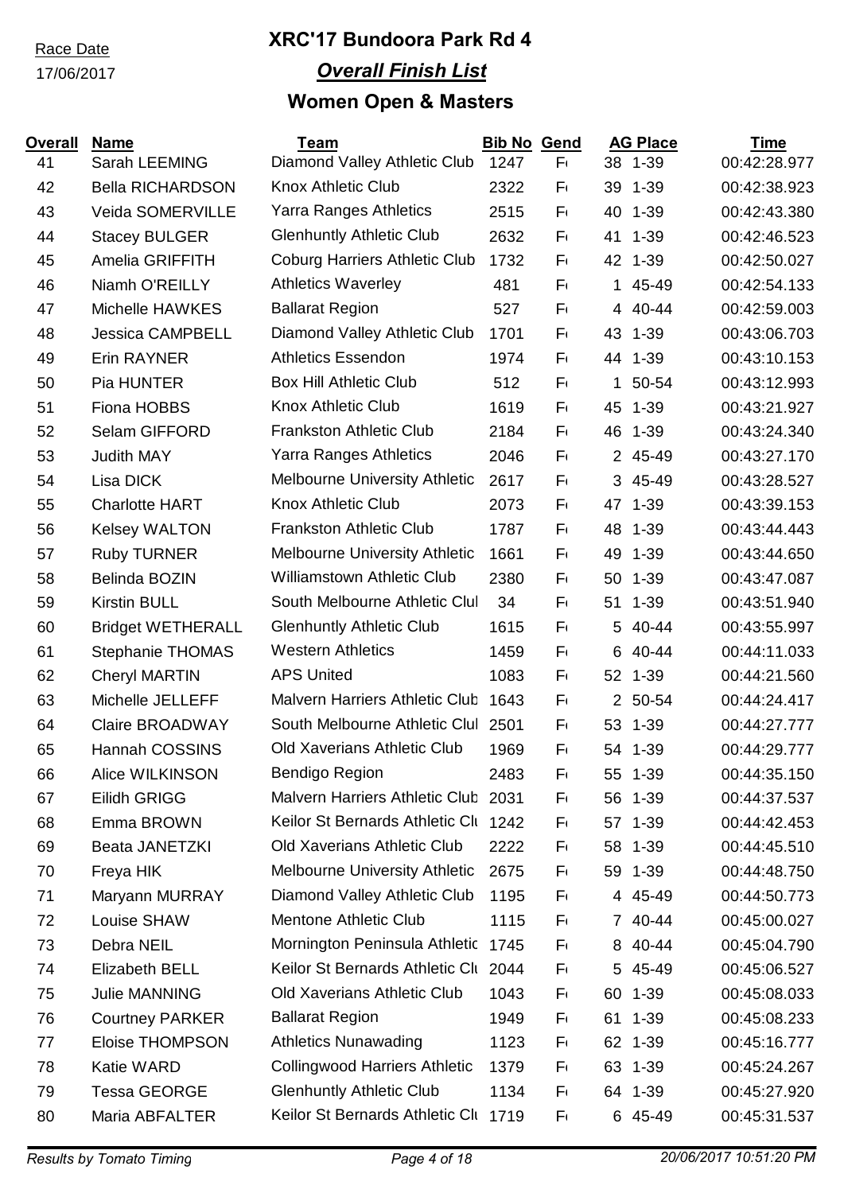Race Date
17/06/2017

# XRC'17 Bundoora Park Rd 4

## *Overall Finish List*

## Women Open & Masters

| Overall | Name | Team | Bib No | Gend | AG Place | | Time |
|---|---|---|---|---|---|---|---|
| 41 | Sarah LEEMING | Diamond Valley Athletic Club | 1247 | F | 38 | 1-39 | 00:42:28.977 |
| 42 | Bella RICHARDSON | Knox Athletic Club | 2322 | F | 39 | 1-39 | 00:42:38.923 |
| 43 | Veida SOMERVILLE | Yarra Ranges Athletics | 2515 | F | 40 | 1-39 | 00:42:43.380 |
| 44 | Stacey BULGER | Glenhuntly Athletic Club | 2632 | F | 41 | 1-39 | 00:42:46.523 |
| 45 | Amelia GRIFFITH | Coburg Harriers Athletic Club | 1732 | F | 42 | 1-39 | 00:42:50.027 |
| 46 | Niamh O'REILLY | Athletics Waverley | 481 | F | 1 | 45-49 | 00:42:54.133 |
| 47 | Michelle HAWKES | Ballarat Region | 527 | F | 4 | 40-44 | 00:42:59.003 |
| 48 | Jessica CAMPBELL | Diamond Valley Athletic Club | 1701 | F | 43 | 1-39 | 00:43:06.703 |
| 49 | Erin RAYNER | Athletics Essendon | 1974 | F | 44 | 1-39 | 00:43:10.153 |
| 50 | Pia HUNTER | Box Hill Athletic Club | 512 | F | 1 | 50-54 | 00:43:12.993 |
| 51 | Fiona HOBBS | Knox Athletic Club | 1619 | F | 45 | 1-39 | 00:43:21.927 |
| 52 | Selam GIFFORD | Frankston Athletic Club | 2184 | F | 46 | 1-39 | 00:43:24.340 |
| 53 | Judith MAY | Yarra Ranges Athletics | 2046 | F | 2 | 45-49 | 00:43:27.170 |
| 54 | Lisa DICK | Melbourne University Athletic | 2617 | F | 3 | 45-49 | 00:43:28.527 |
| 55 | Charlotte HART | Knox Athletic Club | 2073 | F | 47 | 1-39 | 00:43:39.153 |
| 56 | Kelsey WALTON | Frankston Athletic Club | 1787 | F | 48 | 1-39 | 00:43:44.443 |
| 57 | Ruby TURNER | Melbourne University Athletic | 1661 | F | 49 | 1-39 | 00:43:44.650 |
| 58 | Belinda BOZIN | Williamstown Athletic Club | 2380 | F | 50 | 1-39 | 00:43:47.087 |
| 59 | Kirstin BULL | South Melbourne Athletic Clul | 34 | F | 51 | 1-39 | 00:43:51.940 |
| 60 | Bridget WETHERALL | Glenhuntly Athletic Club | 1615 | F | 5 | 40-44 | 00:43:55.997 |
| 61 | Stephanie THOMAS | Western Athletics | 1459 | F | 6 | 40-44 | 00:44:11.033 |
| 62 | Cheryl MARTIN | APS United | 1083 | F | 52 | 1-39 | 00:44:21.560 |
| 63 | Michelle JELLEFF | Malvern Harriers Athletic Club | 1643 | F | 2 | 50-54 | 00:44:24.417 |
| 64 | Claire BROADWAY | South Melbourne Athletic Clul | 2501 | F | 53 | 1-39 | 00:44:27.777 |
| 65 | Hannah COSSINS | Old Xaverians Athletic Club | 1969 | F | 54 | 1-39 | 00:44:29.777 |
| 66 | Alice WILKINSON | Bendigo Region | 2483 | F | 55 | 1-39 | 00:44:35.150 |
| 67 | Eilidh GRIGG | Malvern Harriers Athletic Club | 2031 | F | 56 | 1-39 | 00:44:37.537 |
| 68 | Emma BROWN | Keilor St Bernards Athletic Clu | 1242 | F | 57 | 1-39 | 00:44:42.453 |
| 69 | Beata JANETZKI | Old Xaverians Athletic Club | 2222 | F | 58 | 1-39 | 00:44:45.510 |
| 70 | Freya HIK | Melbourne University Athletic | 2675 | F | 59 | 1-39 | 00:44:48.750 |
| 71 | Maryann MURRAY | Diamond Valley Athletic Club | 1195 | F | 4 | 45-49 | 00:44:50.773 |
| 72 | Louise SHAW | Mentone Athletic Club | 1115 | F | 7 | 40-44 | 00:45:00.027 |
| 73 | Debra NEIL | Mornington Peninsula Athletic | 1745 | F | 8 | 40-44 | 00:45:04.790 |
| 74 | Elizabeth BELL | Keilor St Bernards Athletic Clu | 2044 | F | 5 | 45-49 | 00:45:06.527 |
| 75 | Julie MANNING | Old Xaverians Athletic Club | 1043 | F | 60 | 1-39 | 00:45:08.033 |
| 76 | Courtney PARKER | Ballarat Region | 1949 | F | 61 | 1-39 | 00:45:08.233 |
| 77 | Eloise THOMPSON | Athletics Nunawading | 1123 | F | 62 | 1-39 | 00:45:16.777 |
| 78 | Katie WARD | Collingwood Harriers Athletic | 1379 | F | 63 | 1-39 | 00:45:24.267 |
| 79 | Tessa GEORGE | Glenhuntly Athletic Club | 1134 | F | 64 | 1-39 | 00:45:27.920 |
| 80 | Maria ABFALTER | Keilor St Bernards Athletic Clu | 1719 | F | 6 | 45-49 | 00:45:31.537 |

*Results by Tomato Timing* | *20/06/2017 10:51:20 PM*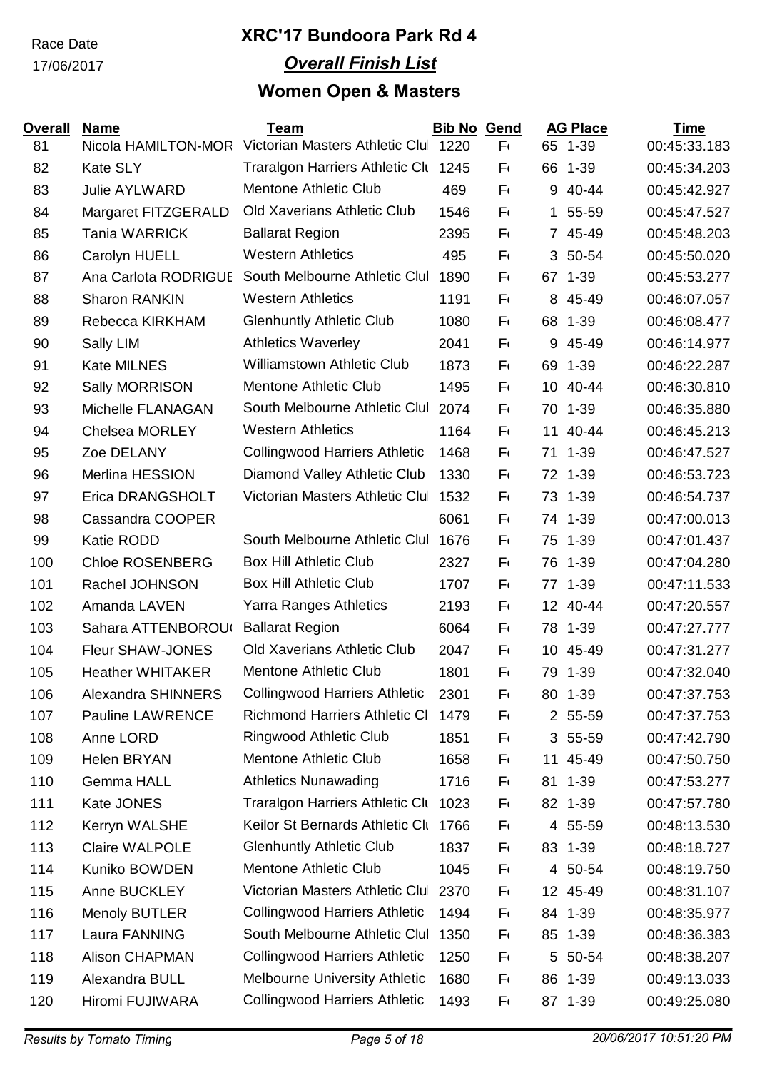Race Date
17/06/2017

# XRC'17 Bundoora Park Rd 4

## *Overall Finish List*

## Women Open & Masters

| Overall | Name | Team | Bib No | Gend | AG Place | | Time |
|---|---|---|---|---|---|---|---|
| 81 | Nicola HAMILTON-MOR | Victorian Masters Athletic Clu | 1220 | F | 65 | 1-39 | 00:45:33.183 |
| 82 | Kate SLY | Traralgon Harriers Athletic Clu | 1245 | F | 66 | 1-39 | 00:45:34.203 |
| 83 | Julie AYLWARD | Mentone Athletic Club | 469 | F | 9 | 40-44 | 00:45:42.927 |
| 84 | Margaret FITZGERALD | Old Xaverians Athletic Club | 1546 | F | 1 | 55-59 | 00:45:47.527 |
| 85 | Tania WARRICK | Ballarat Region | 2395 | F | 7 | 45-49 | 00:45:48.203 |
| 86 | Carolyn HUELL | Western Athletics | 495 | F | 3 | 50-54 | 00:45:50.020 |
| 87 | Ana Carlota RODRIGUE | South Melbourne Athletic Clul | 1890 | F | 67 | 1-39 | 00:45:53.277 |
| 88 | Sharon RANKIN | Western Athletics | 1191 | F | 8 | 45-49 | 00:46:07.057 |
| 89 | Rebecca KIRKHAM | Glenhuntly Athletic Club | 1080 | F | 68 | 1-39 | 00:46:08.477 |
| 90 | Sally LIM | Athletics Waverley | 2041 | F | 9 | 45-49 | 00:46:14.977 |
| 91 | Kate MILNES | Williamstown Athletic Club | 1873 | F | 69 | 1-39 | 00:46:22.287 |
| 92 | Sally MORRISON | Mentone Athletic Club | 1495 | F | 10 | 40-44 | 00:46:30.810 |
| 93 | Michelle FLANAGAN | South Melbourne Athletic Clul | 2074 | F | 70 | 1-39 | 00:46:35.880 |
| 94 | Chelsea MORLEY | Western Athletics | 1164 | F | 11 | 40-44 | 00:46:45.213 |
| 95 | Zoe DELANY | Collingwood Harriers Athletic | 1468 | F | 71 | 1-39 | 00:46:47.527 |
| 96 | Merlina HESSION | Diamond Valley Athletic Club | 1330 | F | 72 | 1-39 | 00:46:53.723 |
| 97 | Erica DRANGSHOLT | Victorian Masters Athletic Clu | 1532 | F | 73 | 1-39 | 00:46:54.737 |
| 98 | Cassandra COOPER | | 6061 | F | 74 | 1-39 | 00:47:00.013 |
| 99 | Katie RODD | South Melbourne Athletic Clul | 1676 | F | 75 | 1-39 | 00:47:01.437 |
| 100 | Chloe ROSENBERG | Box Hill Athletic Club | 2327 | F | 76 | 1-39 | 00:47:04.280 |
| 101 | Rachel JOHNSON | Box Hill Athletic Club | 1707 | F | 77 | 1-39 | 00:47:11.533 |
| 102 | Amanda LAVEN | Yarra Ranges Athletics | 2193 | F | 12 | 40-44 | 00:47:20.557 |
| 103 | Sahara ATTENBOROU | Ballarat Region | 6064 | F | 78 | 1-39 | 00:47:27.777 |
| 104 | Fleur SHAW-JONES | Old Xaverians Athletic Club | 2047 | F | 10 | 45-49 | 00:47:31.277 |
| 105 | Heather WHITAKER | Mentone Athletic Club | 1801 | F | 79 | 1-39 | 00:47:32.040 |
| 106 | Alexandra SHINNERS | Collingwood Harriers Athletic | 2301 | F | 80 | 1-39 | 00:47:37.753 |
| 107 | Pauline LAWRENCE | Richmond Harriers Athletic Cl | 1479 | F | 2 | 55-59 | 00:47:37.753 |
| 108 | Anne LORD | Ringwood Athletic Club | 1851 | F | 3 | 55-59 | 00:47:42.790 |
| 109 | Helen BRYAN | Mentone Athletic Club | 1658 | F | 11 | 45-49 | 00:47:50.750 |
| 110 | Gemma HALL | Athletics Nunawading | 1716 | F | 81 | 1-39 | 00:47:53.277 |
| 111 | Kate JONES | Traralgon Harriers Athletic Clu | 1023 | F | 82 | 1-39 | 00:47:57.780 |
| 112 | Kerryn WALSHE | Keilor St Bernards Athletic Clu | 1766 | F | 4 | 55-59 | 00:48:13.530 |
| 113 | Claire WALPOLE | Glenhuntly Athletic Club | 1837 | F | 83 | 1-39 | 00:48:18.727 |
| 114 | Kuniko BOWDEN | Mentone Athletic Club | 1045 | F | 4 | 50-54 | 00:48:19.750 |
| 115 | Anne BUCKLEY | Victorian Masters Athletic Clu | 2370 | F | 12 | 45-49 | 00:48:31.107 |
| 116 | Menoly BUTLER | Collingwood Harriers Athletic | 1494 | F | 84 | 1-39 | 00:48:35.977 |
| 117 | Laura FANNING | South Melbourne Athletic Clul | 1350 | F | 85 | 1-39 | 00:48:36.383 |
| 118 | Alison CHAPMAN | Collingwood Harriers Athletic | 1250 | F | 5 | 50-54 | 00:48:38.207 |
| 119 | Alexandra BULL | Melbourne University Athletic | 1680 | F | 86 | 1-39 | 00:49:13.033 |
| 120 | Hiromi FUJIWARA | Collingwood Harriers Athletic | 1493 | F | 87 | 1-39 | 00:49:25.080 |

*Results by Tomato Timing* *20/06/2017 10:51:20 PM*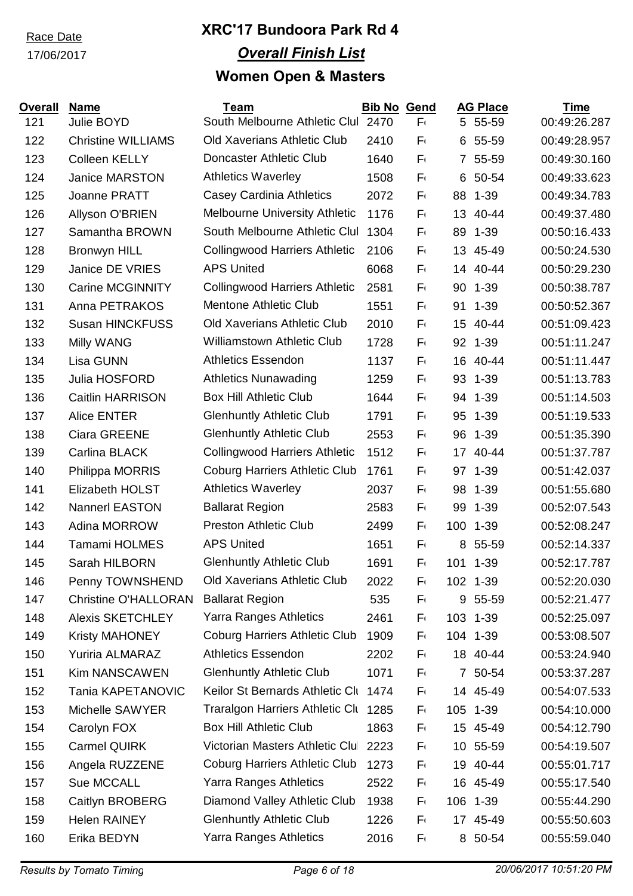Race Date
17/06/2017

# XRC'17 Bundoora Park Rd 4

## *Overall Finish List*

## Women Open & Masters

| Overall | Name | Team | Bib No | Gend | AG Place | | Time |
|---|---|---|---|---|---|---|---|
| 121 | Julie BOYD | South Melbourne Athletic Clul | 2470 | F | 5 | 55-59 | 00:49:26.287 |
| 122 | Christine WILLIAMS | Old Xaverians Athletic Club | 2410 | F | 6 | 55-59 | 00:49:28.957 |
| 123 | Colleen KELLY | Doncaster Athletic Club | 1640 | F | 7 | 55-59 | 00:49:30.160 |
| 124 | Janice MARSTON | Athletics Waverley | 1508 | F | 6 | 50-54 | 00:49:33.623 |
| 125 | Joanne PRATT | Casey Cardinia Athletics | 2072 | F | 88 | 1-39 | 00:49:34.783 |
| 126 | Allyson O'BRIEN | Melbourne University Athletic | 1176 | F | 13 | 40-44 | 00:49:37.480 |
| 127 | Samantha BROWN | South Melbourne Athletic Clul | 1304 | F | 89 | 1-39 | 00:50:16.433 |
| 128 | Bronwyn HILL | Collingwood Harriers Athletic | 2106 | F | 13 | 45-49 | 00:50:24.530 |
| 129 | Janice DE VRIES | APS United | 6068 | F | 14 | 40-44 | 00:50:29.230 |
| 130 | Carine MCGINNITY | Collingwood Harriers Athletic | 2581 | F | 90 | 1-39 | 00:50:38.787 |
| 131 | Anna PETRAKOS | Mentone Athletic Club | 1551 | F | 91 | 1-39 | 00:50:52.367 |
| 132 | Susan HINCKFUSS | Old Xaverians Athletic Club | 2010 | F | 15 | 40-44 | 00:51:09.423 |
| 133 | Milly WANG | Williamstown Athletic Club | 1728 | F | 92 | 1-39 | 00:51:11.247 |
| 134 | Lisa GUNN | Athletics Essendon | 1137 | F | 16 | 40-44 | 00:51:11.447 |
| 135 | Julia HOSFORD | Athletics Nunawading | 1259 | F | 93 | 1-39 | 00:51:13.783 |
| 136 | Caitlin HARRISON | Box Hill Athletic Club | 1644 | F | 94 | 1-39 | 00:51:14.503 |
| 137 | Alice ENTER | Glenhuntly Athletic Club | 1791 | F | 95 | 1-39 | 00:51:19.533 |
| 138 | Ciara GREENE | Glenhuntly Athletic Club | 2553 | F | 96 | 1-39 | 00:51:35.390 |
| 139 | Carlina BLACK | Collingwood Harriers Athletic | 1512 | F | 17 | 40-44 | 00:51:37.787 |
| 140 | Philippa MORRIS | Coburg Harriers Athletic Club | 1761 | F | 97 | 1-39 | 00:51:42.037 |
| 141 | Elizabeth HOLST | Athletics Waverley | 2037 | F | 98 | 1-39 | 00:51:55.680 |
| 142 | Nannerl EASTON | Ballarat Region | 2583 | F | 99 | 1-39 | 00:52:07.543 |
| 143 | Adina MORROW | Preston Athletic Club | 2499 | F | 100 | 1-39 | 00:52:08.247 |
| 144 | Tamami HOLMES | APS United | 1651 | F | 8 | 55-59 | 00:52:14.337 |
| 145 | Sarah HILBORN | Glenhuntly Athletic Club | 1691 | F | 101 | 1-39 | 00:52:17.787 |
| 146 | Penny TOWNSHEND | Old Xaverians Athletic Club | 2022 | F | 102 | 1-39 | 00:52:20.030 |
| 147 | Christine O'HALLORAN | Ballarat Region | 535 | F | 9 | 55-59 | 00:52:21.477 |
| 148 | Alexis SKETCHLEY | Yarra Ranges Athletics | 2461 | F | 103 | 1-39 | 00:52:25.097 |
| 149 | Kristy MAHONEY | Coburg Harriers Athletic Club | 1909 | F | 104 | 1-39 | 00:53:08.507 |
| 150 | Yuriria ALMARAZ | Athletics Essendon | 2202 | F | 18 | 40-44 | 00:53:24.940 |
| 151 | Kim NANSCAWEN | Glenhuntly Athletic Club | 1071 | F | 7 | 50-54 | 00:53:37.287 |
| 152 | Tania KAPETANOVIC | Keilor St Bernards Athletic Clu | 1474 | F | 14 | 45-49 | 00:54:07.533 |
| 153 | Michelle SAWYER | Traralgon Harriers Athletic Clu | 1285 | F | 105 | 1-39 | 00:54:10.000 |
| 154 | Carolyn FOX | Box Hill Athletic Club | 1863 | F | 15 | 45-49 | 00:54:12.790 |
| 155 | Carmel QUIRK | Victorian Masters Athletic Clu | 2223 | F | 10 | 55-59 | 00:54:19.507 |
| 156 | Angela RUZZENE | Coburg Harriers Athletic Club | 1273 | F | 19 | 40-44 | 00:55:01.717 |
| 157 | Sue MCCALL | Yarra Ranges Athletics | 2522 | F | 16 | 45-49 | 00:55:17.540 |
| 158 | Caitlyn BROBERG | Diamond Valley Athletic Club | 1938 | F | 106 | 1-39 | 00:55:44.290 |
| 159 | Helen RAINEY | Glenhuntly Athletic Club | 1226 | F | 17 | 45-49 | 00:55:50.603 |
| 160 | Erika BEDYN | Yarra Ranges Athletics | 2016 | F | 8 | 50-54 | 00:55:59.040 |

*Results by Tomato Timing* *20/06/2017 10:51:20 PM*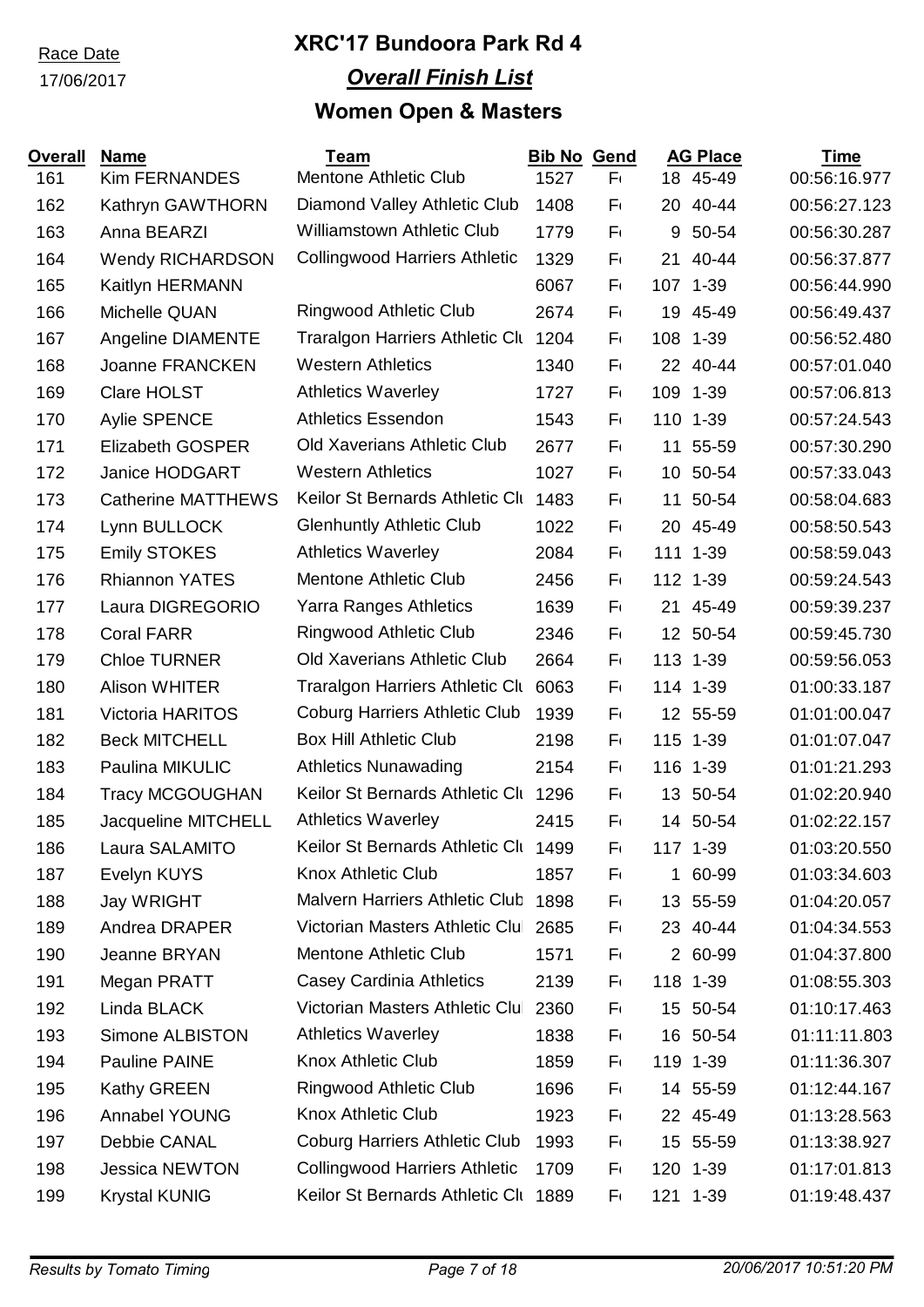Race Date

17/06/2017

# XRC'17 Bundoora Park Rd 4

## *Overall Finish List*

## Women Open & Masters

| Overall | Name | Team | Bib No | Gend | AG Place | | Time |
|---|---|---|---|---|---|---|---|
| 161 | Kim FERNANDES | Mentone Athletic Club | 1527 | F | 18 | 45-49 | 00:56:16.977 |
| 162 | Kathryn GAWTHORN | Diamond Valley Athletic Club | 1408 | F | 20 | 40-44 | 00:56:27.123 |
| 163 | Anna BEARZI | Williamstown Athletic Club | 1779 | F | 9 | 50-54 | 00:56:30.287 |
| 164 | Wendy RICHARDSON | Collingwood Harriers Athletic | 1329 | F | 21 | 40-44 | 00:56:37.877 |
| 165 | Kaitlyn HERMANN | | 6067 | F | 107 | 1-39 | 00:56:44.990 |
| 166 | Michelle QUAN | Ringwood Athletic Club | 2674 | F | 19 | 45-49 | 00:56:49.437 |
| 167 | Angeline DIAMENTE | Traralgon Harriers Athletic Clu | 1204 | F | 108 | 1-39 | 00:56:52.480 |
| 168 | Joanne FRANCKEN | Western Athletics | 1340 | F | 22 | 40-44 | 00:57:01.040 |
| 169 | Clare HOLST | Athletics Waverley | 1727 | F | 109 | 1-39 | 00:57:06.813 |
| 170 | Aylie SPENCE | Athletics Essendon | 1543 | F | 110 | 1-39 | 00:57:24.543 |
| 171 | Elizabeth GOSPER | Old Xaverians Athletic Club | 2677 | F | 11 | 55-59 | 00:57:30.290 |
| 172 | Janice HODGART | Western Athletics | 1027 | F | 10 | 50-54 | 00:57:33.043 |
| 173 | Catherine MATTHEWS | Keilor St Bernards Athletic Clu | 1483 | F | 11 | 50-54 | 00:58:04.683 |
| 174 | Lynn BULLOCK | Glenhuntly Athletic Club | 1022 | F | 20 | 45-49 | 00:58:50.543 |
| 175 | Emily STOKES | Athletics Waverley | 2084 | F | 111 | 1-39 | 00:58:59.043 |
| 176 | Rhiannon YATES | Mentone Athletic Club | 2456 | F | 112 | 1-39 | 00:59:24.543 |
| 177 | Laura DIGREGORIO | Yarra Ranges Athletics | 1639 | F | 21 | 45-49 | 00:59:39.237 |
| 178 | Coral FARR | Ringwood Athletic Club | 2346 | F | 12 | 50-54 | 00:59:45.730 |
| 179 | Chloe TURNER | Old Xaverians Athletic Club | 2664 | F | 113 | 1-39 | 00:59:56.053 |
| 180 | Alison WHITER | Traralgon Harriers Athletic Clu | 6063 | F | 114 | 1-39 | 01:00:33.187 |
| 181 | Victoria HARITOS | Coburg Harriers Athletic Club | 1939 | F | 12 | 55-59 | 01:01:00.047 |
| 182 | Beck MITCHELL | Box Hill Athletic Club | 2198 | F | 115 | 1-39 | 01:01:07.047 |
| 183 | Paulina MIKULIC | Athletics Nunawading | 2154 | F | 116 | 1-39 | 01:01:21.293 |
| 184 | Tracy MCGOUGHAN | Keilor St Bernards Athletic Clu | 1296 | F | 13 | 50-54 | 01:02:20.940 |
| 185 | Jacqueline MITCHELL | Athletics Waverley | 2415 | F | 14 | 50-54 | 01:02:22.157 |
| 186 | Laura SALAMITO | Keilor St Bernards Athletic Clu | 1499 | F | 117 | 1-39 | 01:03:20.550 |
| 187 | Evelyn KUYS | Knox Athletic Club | 1857 | F | 1 | 60-99 | 01:03:34.603 |
| 188 | Jay WRIGHT | Malvern Harriers Athletic Club | 1898 | F | 13 | 55-59 | 01:04:20.057 |
| 189 | Andrea DRAPER | Victorian Masters Athletic Clu | 2685 | F | 23 | 40-44 | 01:04:34.553 |
| 190 | Jeanne BRYAN | Mentone Athletic Club | 1571 | F | 2 | 60-99 | 01:04:37.800 |
| 191 | Megan PRATT | Casey Cardinia Athletics | 2139 | F | 118 | 1-39 | 01:08:55.303 |
| 192 | Linda BLACK | Victorian Masters Athletic Clu | 2360 | F | 15 | 50-54 | 01:10:17.463 |
| 193 | Simone ALBISTON | Athletics Waverley | 1838 | F | 16 | 50-54 | 01:11:11.803 |
| 194 | Pauline PAINE | Knox Athletic Club | 1859 | F | 119 | 1-39 | 01:11:36.307 |
| 195 | Kathy GREEN | Ringwood Athletic Club | 1696 | F | 14 | 55-59 | 01:12:44.167 |
| 196 | Annabel YOUNG | Knox Athletic Club | 1923 | F | 22 | 45-49 | 01:13:28.563 |
| 197 | Debbie CANAL | Coburg Harriers Athletic Club | 1993 | F | 15 | 55-59 | 01:13:38.927 |
| 198 | Jessica NEWTON | Collingwood Harriers Athletic | 1709 | F | 120 | 1-39 | 01:17:01.813 |
| 199 | Krystal KUNIG | Keilor St Bernards Athletic Clu | 1889 | F | 121 | 1-39 | 01:19:48.437 |

*Results by Tomato Timing*

*20/06/2017 10:51:20 PM*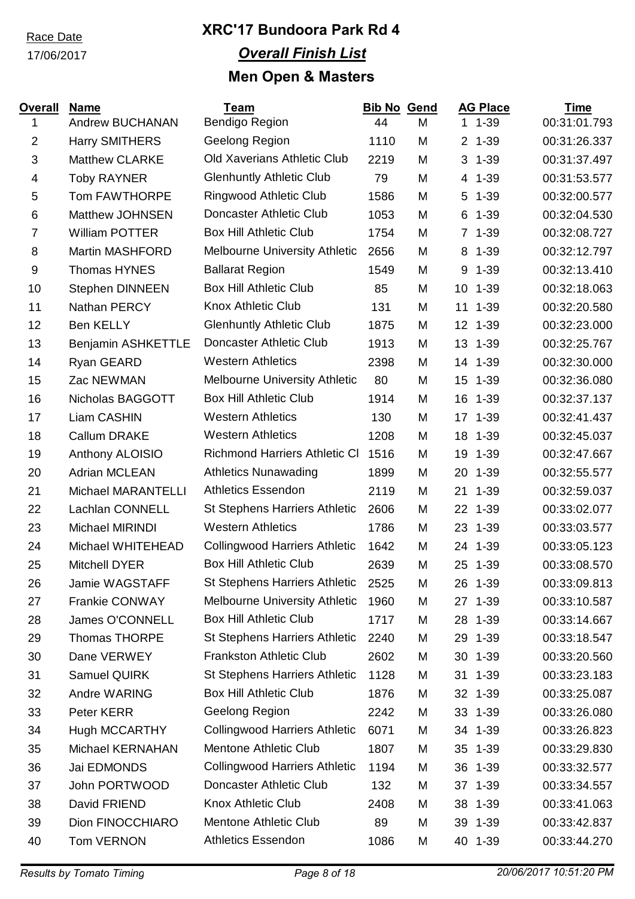Race Date
17/06/2017

# XRC'17 Bundoora Park Rd 4

## *Overall Finish List*

## Men Open & Masters

| Overall | Name | Team | Bib No | Gend | AG Place | | Time |
|---|---|---|---|---|---|---|---|
| 1 | Andrew BUCHANAN | Bendigo Region | 44 | M | 1 | 1-39 | 00:31:01.793 |
| 2 | Harry SMITHERS | Geelong Region | 1110 | M | 2 | 1-39 | 00:31:26.337 |
| 3 | Matthew CLARKE | Old Xaverians Athletic Club | 2219 | M | 3 | 1-39 | 00:31:37.497 |
| 4 | Toby RAYNER | Glenhuntly Athletic Club | 79 | M | 4 | 1-39 | 00:31:53.577 |
| 5 | Tom FAWTHORPE | Ringwood Athletic Club | 1586 | M | 5 | 1-39 | 00:32:00.577 |
| 6 | Matthew JOHNSEN | Doncaster Athletic Club | 1053 | M | 6 | 1-39 | 00:32:04.530 |
| 7 | William POTTER | Box Hill Athletic Club | 1754 | M | 7 | 1-39 | 00:32:08.727 |
| 8 | Martin MASHFORD | Melbourne University Athletic | 2656 | M | 8 | 1-39 | 00:32:12.797 |
| 9 | Thomas HYNES | Ballarat Region | 1549 | M | 9 | 1-39 | 00:32:13.410 |
| 10 | Stephen DINNEEN | Box Hill Athletic Club | 85 | M | 10 | 1-39 | 00:32:18.063 |
| 11 | Nathan PERCY | Knox Athletic Club | 131 | M | 11 | 1-39 | 00:32:20.580 |
| 12 | Ben KELLY | Glenhuntly Athletic Club | 1875 | M | 12 | 1-39 | 00:32:23.000 |
| 13 | Benjamin ASHKETTLE | Doncaster Athletic Club | 1913 | M | 13 | 1-39 | 00:32:25.767 |
| 14 | Ryan GEARD | Western Athletics | 2398 | M | 14 | 1-39 | 00:32:30.000 |
| 15 | Zac NEWMAN | Melbourne University Athletic | 80 | M | 15 | 1-39 | 00:32:36.080 |
| 16 | Nicholas BAGGOTT | Box Hill Athletic Club | 1914 | M | 16 | 1-39 | 00:32:37.137 |
| 17 | Liam CASHIN | Western Athletics | 130 | M | 17 | 1-39 | 00:32:41.437 |
| 18 | Callum DRAKE | Western Athletics | 1208 | M | 18 | 1-39 | 00:32:45.037 |
| 19 | Anthony ALOISIO | Richmond Harriers Athletic Cl | 1516 | M | 19 | 1-39 | 00:32:47.667 |
| 20 | Adrian MCLEAN | Athletics Nunawading | 1899 | M | 20 | 1-39 | 00:32:55.577 |
| 21 | Michael MARANTELLI | Athletics Essendon | 2119 | M | 21 | 1-39 | 00:32:59.037 |
| 22 | Lachlan CONNELL | St Stephens Harriers Athletic | 2606 | M | 22 | 1-39 | 00:33:02.077 |
| 23 | Michael MIRINDI | Western Athletics | 1786 | M | 23 | 1-39 | 00:33:03.577 |
| 24 | Michael WHITEHEAD | Collingwood Harriers Athletic | 1642 | M | 24 | 1-39 | 00:33:05.123 |
| 25 | Mitchell DYER | Box Hill Athletic Club | 2639 | M | 25 | 1-39 | 00:33:08.570 |
| 26 | Jamie WAGSTAFF | St Stephens Harriers Athletic | 2525 | M | 26 | 1-39 | 00:33:09.813 |
| 27 | Frankie CONWAY | Melbourne University Athletic | 1960 | M | 27 | 1-39 | 00:33:10.587 |
| 28 | James O'CONNELL | Box Hill Athletic Club | 1717 | M | 28 | 1-39 | 00:33:14.667 |
| 29 | Thomas THORPE | St Stephens Harriers Athletic | 2240 | M | 29 | 1-39 | 00:33:18.547 |
| 30 | Dane VERWEY | Frankston Athletic Club | 2602 | M | 30 | 1-39 | 00:33:20.560 |
| 31 | Samuel QUIRK | St Stephens Harriers Athletic | 1128 | M | 31 | 1-39 | 00:33:23.183 |
| 32 | Andre WARING | Box Hill Athletic Club | 1876 | M | 32 | 1-39 | 00:33:25.087 |
| 33 | Peter KERR | Geelong Region | 2242 | M | 33 | 1-39 | 00:33:26.080 |
| 34 | Hugh MCCARTHY | Collingwood Harriers Athletic | 6071 | M | 34 | 1-39 | 00:33:26.823 |
| 35 | Michael KERNAHAN | Mentone Athletic Club | 1807 | M | 35 | 1-39 | 00:33:29.830 |
| 36 | Jai EDMONDS | Collingwood Harriers Athletic | 1194 | M | 36 | 1-39 | 00:33:32.577 |
| 37 | John PORTWOOD | Doncaster Athletic Club | 132 | M | 37 | 1-39 | 00:33:34.557 |
| 38 | David FRIEND | Knox Athletic Club | 2408 | M | 38 | 1-39 | 00:33:41.063 |
| 39 | Dion FINOCCHIARO | Mentone Athletic Club | 89 | M | 39 | 1-39 | 00:33:42.837 |
| 40 | Tom VERNON | Athletics Essendon | 1086 | M | 40 | 1-39 | 00:33:44.270 |

*Results by Tomato Timing* *20/06/2017 10:51:20 PM*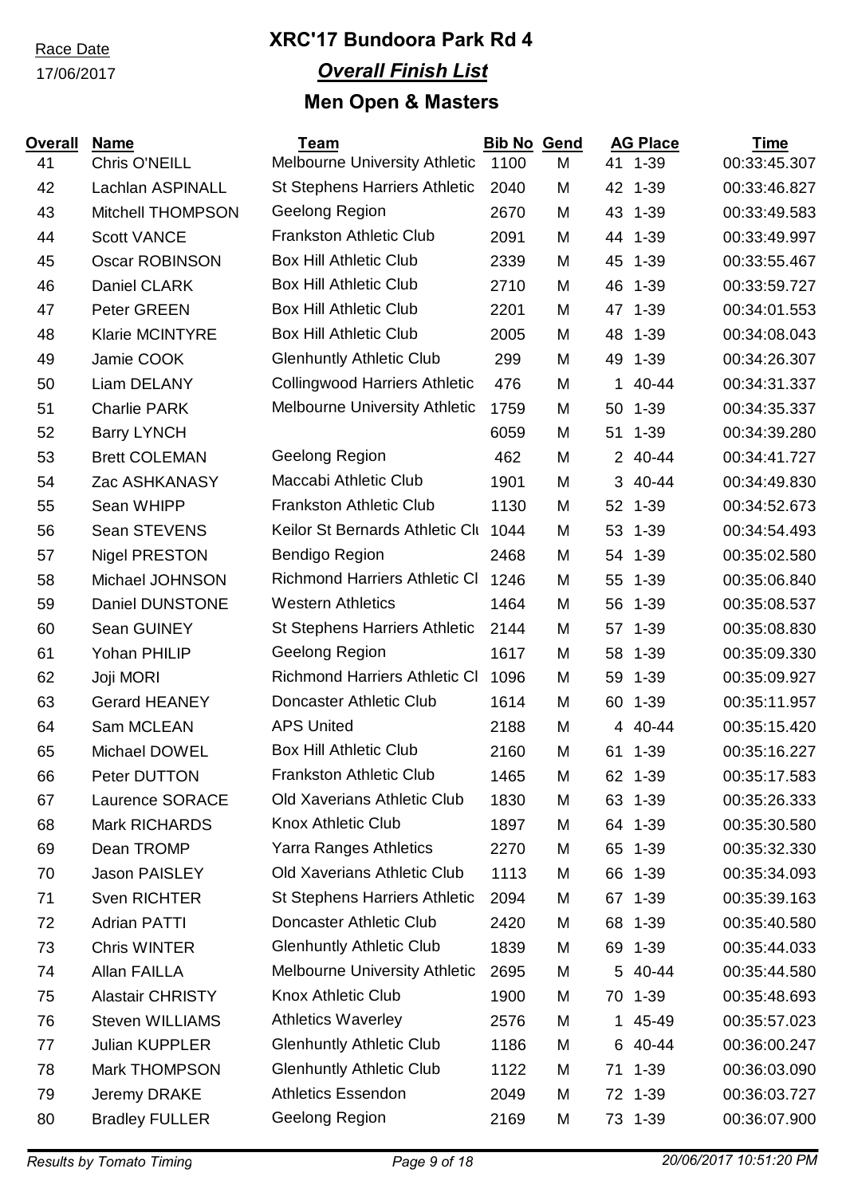Race Date

17/06/2017

# XRC'17 Bundoora Park Rd 4

## *Overall Finish List*

## Men Open & Masters

| Overall | Name | Team | Bib No | Gend | AG Place | | Time |
|---|---|---|---|---|---|---|---|
| 41 | Chris O'NEILL | Melbourne University Athletic | 1100 | M | 41 | 1-39 | 00:33:45.307 |
| 42 | Lachlan ASPINALL | St Stephens Harriers Athletic | 2040 | M | 42 | 1-39 | 00:33:46.827 |
| 43 | Mitchell THOMPSON | Geelong Region | 2670 | M | 43 | 1-39 | 00:33:49.583 |
| 44 | Scott VANCE | Frankston Athletic Club | 2091 | M | 44 | 1-39 | 00:33:49.997 |
| 45 | Oscar ROBINSON | Box Hill Athletic Club | 2339 | M | 45 | 1-39 | 00:33:55.467 |
| 46 | Daniel CLARK | Box Hill Athletic Club | 2710 | M | 46 | 1-39 | 00:33:59.727 |
| 47 | Peter GREEN | Box Hill Athletic Club | 2201 | M | 47 | 1-39 | 00:34:01.553 |
| 48 | Klarie MCINTYRE | Box Hill Athletic Club | 2005 | M | 48 | 1-39 | 00:34:08.043 |
| 49 | Jamie COOK | Glenhuntly Athletic Club | 299 | M | 49 | 1-39 | 00:34:26.307 |
| 50 | Liam DELANY | Collingwood Harriers Athletic | 476 | M | 1 | 40-44 | 00:34:31.337 |
| 51 | Charlie PARK | Melbourne University Athletic | 1759 | M | 50 | 1-39 | 00:34:35.337 |
| 52 | Barry LYNCH | | 6059 | M | 51 | 1-39 | 00:34:39.280 |
| 53 | Brett COLEMAN | Geelong Region | 462 | M | 2 | 40-44 | 00:34:41.727 |
| 54 | Zac ASHKANASY | Maccabi Athletic Club | 1901 | M | 3 | 40-44 | 00:34:49.830 |
| 55 | Sean WHIPP | Frankston Athletic Club | 1130 | M | 52 | 1-39 | 00:34:52.673 |
| 56 | Sean STEVENS | Keilor St Bernards Athletic Clu | 1044 | M | 53 | 1-39 | 00:34:54.493 |
| 57 | Nigel PRESTON | Bendigo Region | 2468 | M | 54 | 1-39 | 00:35:02.580 |
| 58 | Michael JOHNSON | Richmond Harriers Athletic Cl | 1246 | M | 55 | 1-39 | 00:35:06.840 |
| 59 | Daniel DUNSTONE | Western Athletics | 1464 | M | 56 | 1-39 | 00:35:08.537 |
| 60 | Sean GUINEY | St Stephens Harriers Athletic | 2144 | M | 57 | 1-39 | 00:35:08.830 |
| 61 | Yohan PHILIP | Geelong Region | 1617 | M | 58 | 1-39 | 00:35:09.330 |
| 62 | Joji MORI | Richmond Harriers Athletic Cl | 1096 | M | 59 | 1-39 | 00:35:09.927 |
| 63 | Gerard HEANEY | Doncaster Athletic Club | 1614 | M | 60 | 1-39 | 00:35:11.957 |
| 64 | Sam MCLEAN | APS United | 2188 | M | 4 | 40-44 | 00:35:15.420 |
| 65 | Michael DOWEL | Box Hill Athletic Club | 2160 | M | 61 | 1-39 | 00:35:16.227 |
| 66 | Peter DUTTON | Frankston Athletic Club | 1465 | M | 62 | 1-39 | 00:35:17.583 |
| 67 | Laurence SORACE | Old Xaverians Athletic Club | 1830 | M | 63 | 1-39 | 00:35:26.333 |
| 68 | Mark RICHARDS | Knox Athletic Club | 1897 | M | 64 | 1-39 | 00:35:30.580 |
| 69 | Dean TROMP | Yarra Ranges Athletics | 2270 | M | 65 | 1-39 | 00:35:32.330 |
| 70 | Jason PAISLEY | Old Xaverians Athletic Club | 1113 | M | 66 | 1-39 | 00:35:34.093 |
| 71 | Sven RICHTER | St Stephens Harriers Athletic | 2094 | M | 67 | 1-39 | 00:35:39.163 |
| 72 | Adrian PATTI | Doncaster Athletic Club | 2420 | M | 68 | 1-39 | 00:35:40.580 |
| 73 | Chris WINTER | Glenhuntly Athletic Club | 1839 | M | 69 | 1-39 | 00:35:44.033 |
| 74 | Allan FAILLA | Melbourne University Athletic | 2695 | M | 5 | 40-44 | 00:35:44.580 |
| 75 | Alastair CHRISTY | Knox Athletic Club | 1900 | M | 70 | 1-39 | 00:35:48.693 |
| 76 | Steven WILLIAMS | Athletics Waverley | 2576 | M | 1 | 45-49 | 00:35:57.023 |
| 77 | Julian KUPPLER | Glenhuntly Athletic Club | 1186 | M | 6 | 40-44 | 00:36:00.247 |
| 78 | Mark THOMPSON | Glenhuntly Athletic Club | 1122 | M | 71 | 1-39 | 00:36:03.090 |
| 79 | Jeremy DRAKE | Athletics Essendon | 2049 | M | 72 | 1-39 | 00:36:03.727 |
| 80 | Bradley FULLER | Geelong Region | 2169 | M | 73 | 1-39 | 00:36:07.900 |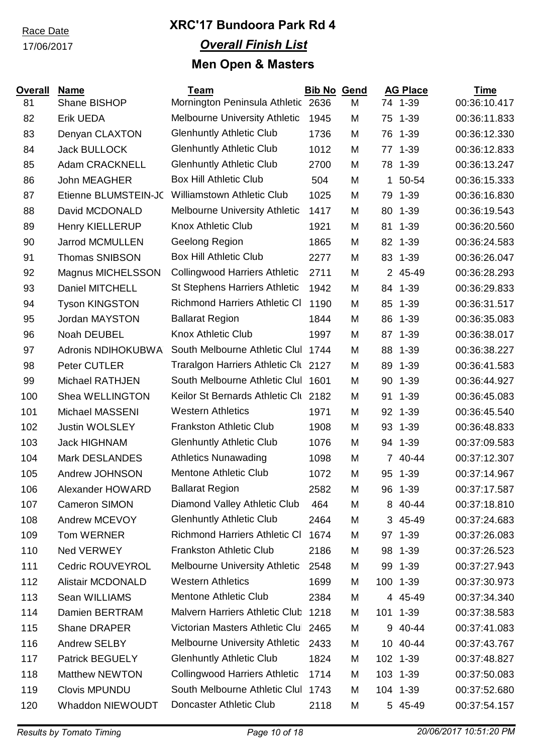Race Date
17/06/2017

# XRC'17 Bundoora Park Rd 4

## *Overall Finish List*

## Men Open & Masters

| Overall | Name | Team | Bib No | Gend | AG Place | | Time |
|---|---|---|---|---|---|---|---|
| 81 | Shane BISHOP | Mornington Peninsula Athletic | 2636 | M | 74 | 1-39 | 00:36:10.417 |
| 82 | Erik UEDA | Melbourne University Athletic | 1945 | M | 75 | 1-39 | 00:36:11.833 |
| 83 | Denyan CLAXTON | Glenhuntly Athletic Club | 1736 | M | 76 | 1-39 | 00:36:12.330 |
| 84 | Jack BULLOCK | Glenhuntly Athletic Club | 1012 | M | 77 | 1-39 | 00:36:12.833 |
| 85 | Adam CRACKNELL | Glenhuntly Athletic Club | 2700 | M | 78 | 1-39 | 00:36:13.247 |
| 86 | John MEAGHER | Box Hill Athletic Club | 504 | M | 1 | 50-54 | 00:36:15.333 |
| 87 | Etienne BLUMSTEIN-JC | Williamstown Athletic Club | 1025 | M | 79 | 1-39 | 00:36:16.830 |
| 88 | David MCDONALD | Melbourne University Athletic | 1417 | M | 80 | 1-39 | 00:36:19.543 |
| 89 | Henry KIELLERUP | Knox Athletic Club | 1921 | M | 81 | 1-39 | 00:36:20.560 |
| 90 | Jarrod MCMULLEN | Geelong Region | 1865 | M | 82 | 1-39 | 00:36:24.583 |
| 91 | Thomas SNIBSON | Box Hill Athletic Club | 2277 | M | 83 | 1-39 | 00:36:26.047 |
| 92 | Magnus MICHELSSON | Collingwood Harriers Athletic | 2711 | M | 2 | 45-49 | 00:36:28.293 |
| 93 | Daniel MITCHELL | St Stephens Harriers Athletic | 1942 | M | 84 | 1-39 | 00:36:29.833 |
| 94 | Tyson KINGSTON | Richmond Harriers Athletic Cl | 1190 | M | 85 | 1-39 | 00:36:31.517 |
| 95 | Jordan MAYSTON | Ballarat Region | 1844 | M | 86 | 1-39 | 00:36:35.083 |
| 96 | Noah DEUBEL | Knox Athletic Club | 1997 | M | 87 | 1-39 | 00:36:38.017 |
| 97 | Adronis NDIHOKUBWA | South Melbourne Athletic Clul | 1744 | M | 88 | 1-39 | 00:36:38.227 |
| 98 | Peter CUTLER | Traralgon Harriers Athletic Clu | 2127 | M | 89 | 1-39 | 00:36:41.583 |
| 99 | Michael RATHJEN | South Melbourne Athletic Clul | 1601 | M | 90 | 1-39 | 00:36:44.927 |
| 100 | Shea WELLINGTON | Keilor St Bernards Athletic Clu | 2182 | M | 91 | 1-39 | 00:36:45.083 |
| 101 | Michael MASSENI | Western Athletics | 1971 | M | 92 | 1-39 | 00:36:45.540 |
| 102 | Justin WOLSLEY | Frankston Athletic Club | 1908 | M | 93 | 1-39 | 00:36:48.833 |
| 103 | Jack HIGHNAM | Glenhuntly Athletic Club | 1076 | M | 94 | 1-39 | 00:37:09.583 |
| 104 | Mark DESLANDES | Athletics Nunawading | 1098 | M | 7 | 40-44 | 00:37:12.307 |
| 105 | Andrew JOHNSON | Mentone Athletic Club | 1072 | M | 95 | 1-39 | 00:37:14.967 |
| 106 | Alexander HOWARD | Ballarat Region | 2582 | M | 96 | 1-39 | 00:37:17.587 |
| 107 | Cameron SIMON | Diamond Valley Athletic Club | 464 | M | 8 | 40-44 | 00:37:18.810 |
| 108 | Andrew MCEVOY | Glenhuntly Athletic Club | 2464 | M | 3 | 45-49 | 00:37:24.683 |
| 109 | Tom WERNER | Richmond Harriers Athletic Cl | 1674 | M | 97 | 1-39 | 00:37:26.083 |
| 110 | Ned VERWEY | Frankston Athletic Club | 2186 | M | 98 | 1-39 | 00:37:26.523 |
| 111 | Cedric ROUVEYROL | Melbourne University Athletic | 2548 | M | 99 | 1-39 | 00:37:27.943 |
| 112 | Alistair MCDONALD | Western Athletics | 1699 | M | 100 | 1-39 | 00:37:30.973 |
| 113 | Sean WILLIAMS | Mentone Athletic Club | 2384 | M | 4 | 45-49 | 00:37:34.340 |
| 114 | Damien BERTRAM | Malvern Harriers Athletic Club | 1218 | M | 101 | 1-39 | 00:37:38.583 |
| 115 | Shane DRAPER | Victorian Masters Athletic Clu | 2465 | M | 9 | 40-44 | 00:37:41.083 |
| 116 | Andrew SELBY | Melbourne University Athletic | 2433 | M | 10 | 40-44 | 00:37:43.767 |
| 117 | Patrick BEGUELY | Glenhuntly Athletic Club | 1824 | M | 102 | 1-39 | 00:37:48.827 |
| 118 | Matthew NEWTON | Collingwood Harriers Athletic | 1714 | M | 103 | 1-39 | 00:37:50.083 |
| 119 | Clovis MPUNDU | South Melbourne Athletic Clul | 1743 | M | 104 | 1-39 | 00:37:52.680 |
| 120 | Whaddon NIEWOUDT | Doncaster Athletic Club | 2118 | M | 5 | 45-49 | 00:37:54.157 |

*Results by Tomato Timing* *20/06/2017 10:51:20 PM*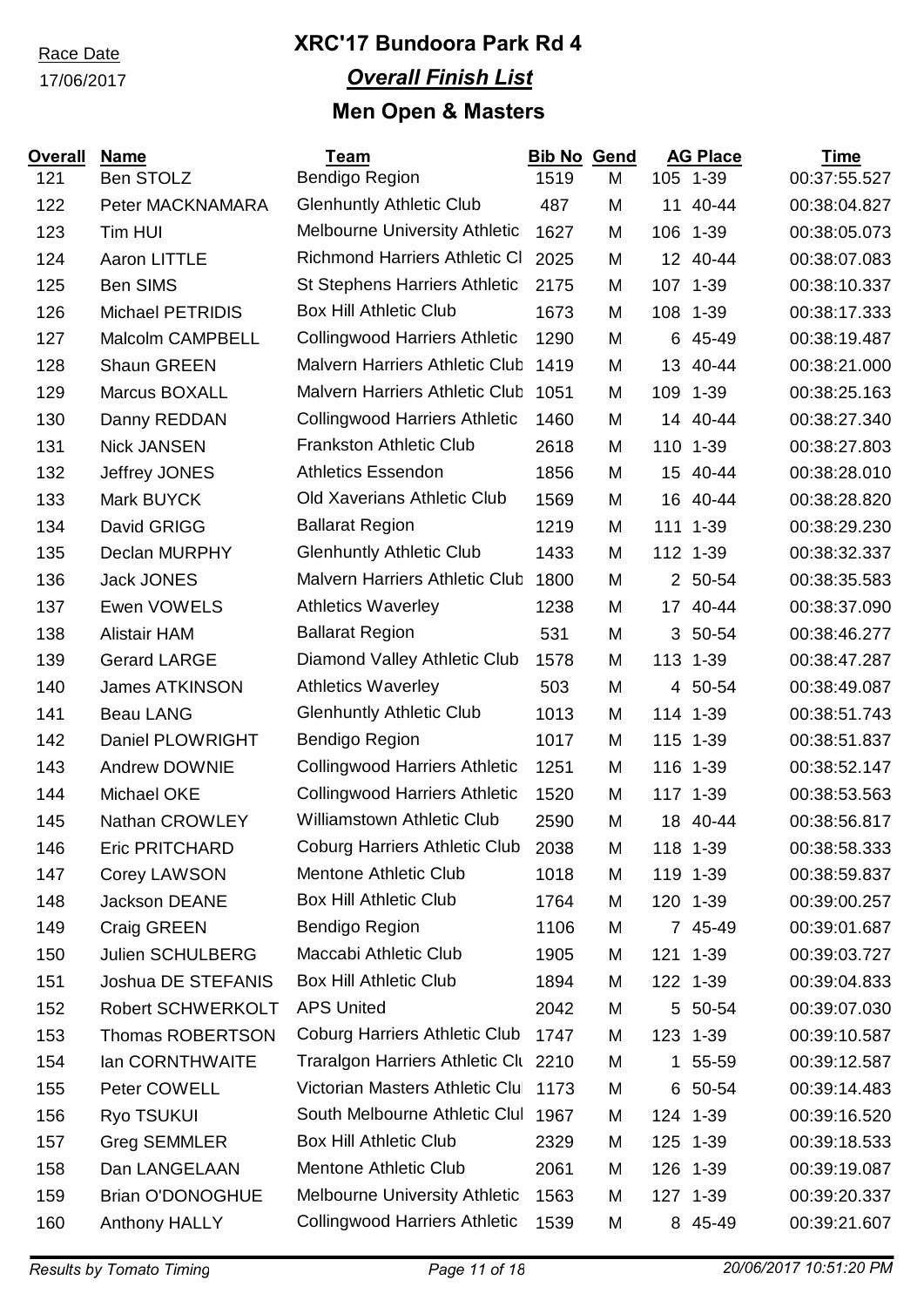Race Date
17/06/2017

# XRC'17 Bundoora Park Rd 4

## *Overall Finish List*

## Men Open & Masters

| Overall | Name | Team | Bib No | Gend | AG Place | | Time |
|---|---|---|---|---|---|---|---|
| 121 | Ben STOLZ | Bendigo Region | 1519 | M | 105 | 1-39 | 00:37:55.527 |
| 122 | Peter MACKNAMARA | Glenhuntly Athletic Club | 487 | M | 11 | 40-44 | 00:38:04.827 |
| 123 | Tim HUI | Melbourne University Athletic | 1627 | M | 106 | 1-39 | 00:38:05.073 |
| 124 | Aaron LITTLE | Richmond Harriers Athletic Cl | 2025 | M | 12 | 40-44 | 00:38:07.083 |
| 125 | Ben SIMS | St Stephens Harriers Athletic | 2175 | M | 107 | 1-39 | 00:38:10.337 |
| 126 | Michael PETRIDIS | Box Hill Athletic Club | 1673 | M | 108 | 1-39 | 00:38:17.333 |
| 127 | Malcolm CAMPBELL | Collingwood Harriers Athletic | 1290 | M | 6 | 45-49 | 00:38:19.487 |
| 128 | Shaun GREEN | Malvern Harriers Athletic Club | 1419 | M | 13 | 40-44 | 00:38:21.000 |
| 129 | Marcus BOXALL | Malvern Harriers Athletic Club | 1051 | M | 109 | 1-39 | 00:38:25.163 |
| 130 | Danny REDDAN | Collingwood Harriers Athletic | 1460 | M | 14 | 40-44 | 00:38:27.340 |
| 131 | Nick JANSEN | Frankston Athletic Club | 2618 | M | 110 | 1-39 | 00:38:27.803 |
| 132 | Jeffrey JONES | Athletics Essendon | 1856 | M | 15 | 40-44 | 00:38:28.010 |
| 133 | Mark BUYCK | Old Xaverians Athletic Club | 1569 | M | 16 | 40-44 | 00:38:28.820 |
| 134 | David GRIGG | Ballarat Region | 1219 | M | 111 | 1-39 | 00:38:29.230 |
| 135 | Declan MURPHY | Glenhuntly Athletic Club | 1433 | M | 112 | 1-39 | 00:38:32.337 |
| 136 | Jack JONES | Malvern Harriers Athletic Club | 1800 | M | 2 | 50-54 | 00:38:35.583 |
| 137 | Ewen VOWELS | Athletics Waverley | 1238 | M | 17 | 40-44 | 00:38:37.090 |
| 138 | Alistair HAM | Ballarat Region | 531 | M | 3 | 50-54 | 00:38:46.277 |
| 139 | Gerard LARGE | Diamond Valley Athletic Club | 1578 | M | 113 | 1-39 | 00:38:47.287 |
| 140 | James ATKINSON | Athletics Waverley | 503 | M | 4 | 50-54 | 00:38:49.087 |
| 141 | Beau LANG | Glenhuntly Athletic Club | 1013 | M | 114 | 1-39 | 00:38:51.743 |
| 142 | Daniel PLOWRIGHT | Bendigo Region | 1017 | M | 115 | 1-39 | 00:38:51.837 |
| 143 | Andrew DOWNIE | Collingwood Harriers Athletic | 1251 | M | 116 | 1-39 | 00:38:52.147 |
| 144 | Michael OKE | Collingwood Harriers Athletic | 1520 | M | 117 | 1-39 | 00:38:53.563 |
| 145 | Nathan CROWLEY | Williamstown Athletic Club | 2590 | M | 18 | 40-44 | 00:38:56.817 |
| 146 | Eric PRITCHARD | Coburg Harriers Athletic Club | 2038 | M | 118 | 1-39 | 00:38:58.333 |
| 147 | Corey LAWSON | Mentone Athletic Club | 1018 | M | 119 | 1-39 | 00:38:59.837 |
| 148 | Jackson DEANE | Box Hill Athletic Club | 1764 | M | 120 | 1-39 | 00:39:00.257 |
| 149 | Craig GREEN | Bendigo Region | 1106 | M | 7 | 45-49 | 00:39:01.687 |
| 150 | Julien SCHULBERG | Maccabi Athletic Club | 1905 | M | 121 | 1-39 | 00:39:03.727 |
| 151 | Joshua DE STEFANIS | Box Hill Athletic Club | 1894 | M | 122 | 1-39 | 00:39:04.833 |
| 152 | Robert SCHWERKOLT | APS United | 2042 | M | 5 | 50-54 | 00:39:07.030 |
| 153 | Thomas ROBERTSON | Coburg Harriers Athletic Club | 1747 | M | 123 | 1-39 | 00:39:10.587 |
| 154 | Ian CORNTHWAITE | Traralgon Harriers Athletic Clu | 2210 | M | 1 | 55-59 | 00:39:12.587 |
| 155 | Peter COWELL | Victorian Masters Athletic Clu | 1173 | M | 6 | 50-54 | 00:39:14.483 |
| 156 | Ryo TSUKUI | South Melbourne Athletic Clul | 1967 | M | 124 | 1-39 | 00:39:16.520 |
| 157 | Greg SEMMLER | Box Hill Athletic Club | 2329 | M | 125 | 1-39 | 00:39:18.533 |
| 158 | Dan LANGELAAN | Mentone Athletic Club | 2061 | M | 126 | 1-39 | 00:39:19.087 |
| 159 | Brian O'DONOGHUE | Melbourne University Athletic | 1563 | M | 127 | 1-39 | 00:39:20.337 |
| 160 | Anthony HALLY | Collingwood Harriers Athletic | 1539 | M | 8 | 45-49 | 00:39:21.607 |

*Results by Tomato Timing* *20/06/2017 10:51:20 PM*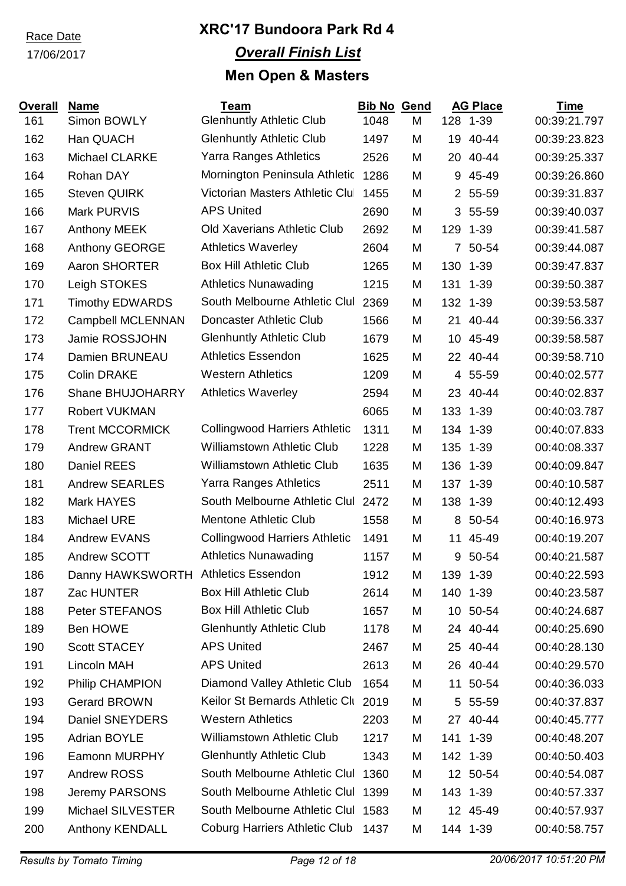Race Date
17/06/2017

# XRC'17 Bundoora Park Rd 4

## *Overall Finish List*

## Men Open & Masters

| Overall | Name | Team | Bib No | Gend | AG Place | | Time |
|---|---|---|---|---|---|---|---|
| 161 | Simon BOWLY | Glenhuntly Athletic Club | 1048 | M | 128 | 1-39 | 00:39:21.797 |
| 162 | Han QUACH | Glenhuntly Athletic Club | 1497 | M | 19 | 40-44 | 00:39:23.823 |
| 163 | Michael CLARKE | Yarra Ranges Athletics | 2526 | M | 20 | 40-44 | 00:39:25.337 |
| 164 | Rohan DAY | Mornington Peninsula Athletic | 1286 | M | 9 | 45-49 | 00:39:26.860 |
| 165 | Steven QUIRK | Victorian Masters Athletic Clu | 1455 | M | 2 | 55-59 | 00:39:31.837 |
| 166 | Mark PURVIS | APS United | 2690 | M | 3 | 55-59 | 00:39:40.037 |
| 167 | Anthony MEEK | Old Xaverians Athletic Club | 2692 | M | 129 | 1-39 | 00:39:41.587 |
| 168 | Anthony GEORGE | Athletics Waverley | 2604 | M | 7 | 50-54 | 00:39:44.087 |
| 169 | Aaron SHORTER | Box Hill Athletic Club | 1265 | M | 130 | 1-39 | 00:39:47.837 |
| 170 | Leigh STOKES | Athletics Nunawading | 1215 | M | 131 | 1-39 | 00:39:50.387 |
| 171 | Timothy EDWARDS | South Melbourne Athletic Clul | 2369 | M | 132 | 1-39 | 00:39:53.587 |
| 172 | Campbell MCLENNAN | Doncaster Athletic Club | 1566 | M | 21 | 40-44 | 00:39:56.337 |
| 173 | Jamie ROSSJOHN | Glenhuntly Athletic Club | 1679 | M | 10 | 45-49 | 00:39:58.587 |
| 174 | Damien BRUNEAU | Athletics Essendon | 1625 | M | 22 | 40-44 | 00:39:58.710 |
| 175 | Colin DRAKE | Western Athletics | 1209 | M | 4 | 55-59 | 00:40:02.577 |
| 176 | Shane BHUJOHARRY | Athletics Waverley | 2594 | M | 23 | 40-44 | 00:40:02.837 |
| 177 | Robert VUKMAN | | 6065 | M | 133 | 1-39 | 00:40:03.787 |
| 178 | Trent MCCORMICK | Collingwood Harriers Athletic | 1311 | M | 134 | 1-39 | 00:40:07.833 |
| 179 | Andrew GRANT | Williamstown Athletic Club | 1228 | M | 135 | 1-39 | 00:40:08.337 |
| 180 | Daniel REES | Williamstown Athletic Club | 1635 | M | 136 | 1-39 | 00:40:09.847 |
| 181 | Andrew SEARLES | Yarra Ranges Athletics | 2511 | M | 137 | 1-39 | 00:40:10.587 |
| 182 | Mark HAYES | South Melbourne Athletic Clul | 2472 | M | 138 | 1-39 | 00:40:12.493 |
| 183 | Michael URE | Mentone Athletic Club | 1558 | M | 8 | 50-54 | 00:40:16.973 |
| 184 | Andrew EVANS | Collingwood Harriers Athletic | 1491 | M | 11 | 45-49 | 00:40:19.207 |
| 185 | Andrew SCOTT | Athletics Nunawading | 1157 | M | 9 | 50-54 | 00:40:21.587 |
| 186 | Danny HAWKSWORTH | Athletics Essendon | 1912 | M | 139 | 1-39 | 00:40:22.593 |
| 187 | Zac HUNTER | Box Hill Athletic Club | 2614 | M | 140 | 1-39 | 00:40:23.587 |
| 188 | Peter STEFANOS | Box Hill Athletic Club | 1657 | M | 10 | 50-54 | 00:40:24.687 |
| 189 | Ben HOWE | Glenhuntly Athletic Club | 1178 | M | 24 | 40-44 | 00:40:25.690 |
| 190 | Scott STACEY | APS United | 2467 | M | 25 | 40-44 | 00:40:28.130 |
| 191 | Lincoln MAH | APS United | 2613 | M | 26 | 40-44 | 00:40:29.570 |
| 192 | Philip CHAMPION | Diamond Valley Athletic Club | 1654 | M | 11 | 50-54 | 00:40:36.033 |
| 193 | Gerard BROWN | Keilor St Bernards Athletic Clu | 2019 | M | 5 | 55-59 | 00:40:37.837 |
| 194 | Daniel SNEYDERS | Western Athletics | 2203 | M | 27 | 40-44 | 00:40:45.777 |
| 195 | Adrian BOYLE | Williamstown Athletic Club | 1217 | M | 141 | 1-39 | 00:40:48.207 |
| 196 | Eamonn MURPHY | Glenhuntly Athletic Club | 1343 | M | 142 | 1-39 | 00:40:50.403 |
| 197 | Andrew ROSS | South Melbourne Athletic Clul | 1360 | M | 12 | 50-54 | 00:40:54.087 |
| 198 | Jeremy PARSONS | South Melbourne Athletic Clul | 1399 | M | 143 | 1-39 | 00:40:57.337 |
| 199 | Michael SILVESTER | South Melbourne Athletic Clul | 1583 | M | 12 | 45-49 | 00:40:57.937 |
| 200 | Anthony KENDALL | Coburg Harriers Athletic Club | 1437 | M | 144 | 1-39 | 00:40:58.757 |

*Results by Tomato Timing* *20/06/2017 10:51:20 PM*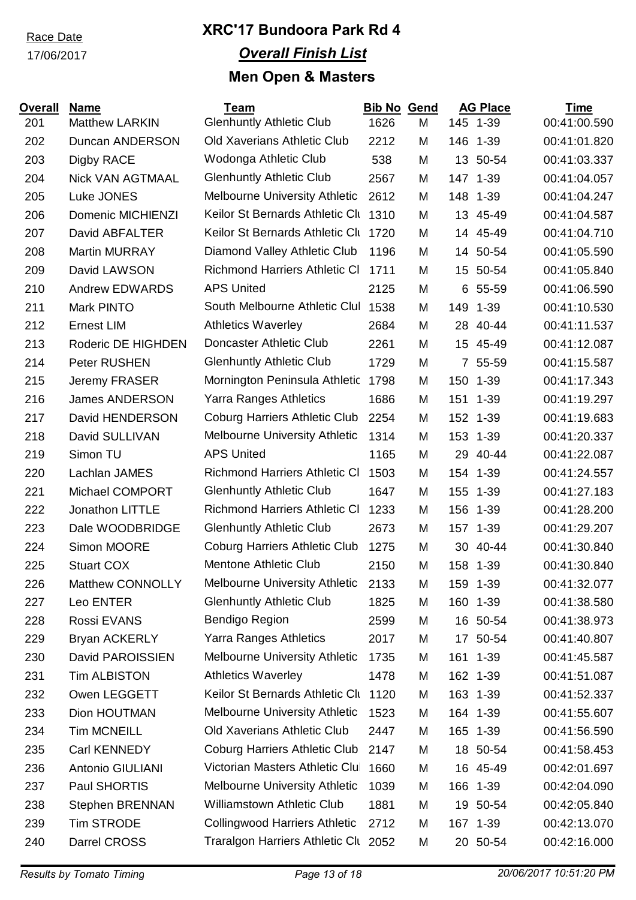Race Date
17/06/2017

# XRC'17 Bundoora Park Rd 4

## *Overall Finish List*

## Men Open & Masters

| Overall | Name | Team | Bib No | Gend | AG Place | | Time |
|---|---|---|---|---|---|---|---|
| 201 | Matthew LARKIN | Glenhuntly Athletic Club | 1626 | M | 145 | 1-39 | 00:41:00.590 |
| 202 | Duncan ANDERSON | Old Xaverians Athletic Club | 2212 | M | 146 | 1-39 | 00:41:01.820 |
| 203 | Digby RACE | Wodonga Athletic Club | 538 | M | 13 | 50-54 | 00:41:03.337 |
| 204 | Nick VAN AGTMAAL | Glenhuntly Athletic Club | 2567 | M | 147 | 1-39 | 00:41:04.057 |
| 205 | Luke JONES | Melbourne University Athletic | 2612 | M | 148 | 1-39 | 00:41:04.247 |
| 206 | Domenic MICHIENZI | Keilor St Bernards Athletic Clu | 1310 | M | 13 | 45-49 | 00:41:04.587 |
| 207 | David ABFALTER | Keilor St Bernards Athletic Clu | 1720 | M | 14 | 45-49 | 00:41:04.710 |
| 208 | Martin MURRAY | Diamond Valley Athletic Club | 1196 | M | 14 | 50-54 | 00:41:05.590 |
| 209 | David LAWSON | Richmond Harriers Athletic Cl | 1711 | M | 15 | 50-54 | 00:41:05.840 |
| 210 | Andrew EDWARDS | APS United | 2125 | M | 6 | 55-59 | 00:41:06.590 |
| 211 | Mark PINTO | South Melbourne Athletic Clul | 1538 | M | 149 | 1-39 | 00:41:10.530 |
| 212 | Ernest LIM | Athletics Waverley | 2684 | M | 28 | 40-44 | 00:41:11.537 |
| 213 | Roderic DE HIGHDEN | Doncaster Athletic Club | 2261 | M | 15 | 45-49 | 00:41:12.087 |
| 214 | Peter RUSHEN | Glenhuntly Athletic Club | 1729 | M | 7 | 55-59 | 00:41:15.587 |
| 215 | Jeremy FRASER | Mornington Peninsula Athletic | 1798 | M | 150 | 1-39 | 00:41:17.343 |
| 216 | James ANDERSON | Yarra Ranges Athletics | 1686 | M | 151 | 1-39 | 00:41:19.297 |
| 217 | David HENDERSON | Coburg Harriers Athletic Club | 2254 | M | 152 | 1-39 | 00:41:19.683 |
| 218 | David SULLIVAN | Melbourne University Athletic | 1314 | M | 153 | 1-39 | 00:41:20.337 |
| 219 | Simon TU | APS United | 1165 | M | 29 | 40-44 | 00:41:22.087 |
| 220 | Lachlan JAMES | Richmond Harriers Athletic Cl | 1503 | M | 154 | 1-39 | 00:41:24.557 |
| 221 | Michael COMPORT | Glenhuntly Athletic Club | 1647 | M | 155 | 1-39 | 00:41:27.183 |
| 222 | Jonathon LITTLE | Richmond Harriers Athletic Cl | 1233 | M | 156 | 1-39 | 00:41:28.200 |
| 223 | Dale WOODBRIDGE | Glenhuntly Athletic Club | 2673 | M | 157 | 1-39 | 00:41:29.207 |
| 224 | Simon MOORE | Coburg Harriers Athletic Club | 1275 | M | 30 | 40-44 | 00:41:30.840 |
| 225 | Stuart COX | Mentone Athletic Club | 2150 | M | 158 | 1-39 | 00:41:30.840 |
| 226 | Matthew CONNOLLY | Melbourne University Athletic | 2133 | M | 159 | 1-39 | 00:41:32.077 |
| 227 | Leo ENTER | Glenhuntly Athletic Club | 1825 | M | 160 | 1-39 | 00:41:38.580 |
| 228 | Rossi EVANS | Bendigo Region | 2599 | M | 16 | 50-54 | 00:41:38.973 |
| 229 | Bryan ACKERLY | Yarra Ranges Athletics | 2017 | M | 17 | 50-54 | 00:41:40.807 |
| 230 | David PAROISSIEN | Melbourne University Athletic | 1735 | M | 161 | 1-39 | 00:41:45.587 |
| 231 | Tim ALBISTON | Athletics Waverley | 1478 | M | 162 | 1-39 | 00:41:51.087 |
| 232 | Owen LEGGETT | Keilor St Bernards Athletic Clu | 1120 | M | 163 | 1-39 | 00:41:52.337 |
| 233 | Dion HOUTMAN | Melbourne University Athletic | 1523 | M | 164 | 1-39 | 00:41:55.607 |
| 234 | Tim MCNEILL | Old Xaverians Athletic Club | 2447 | M | 165 | 1-39 | 00:41:56.590 |
| 235 | Carl KENNEDY | Coburg Harriers Athletic Club | 2147 | M | 18 | 50-54 | 00:41:58.453 |
| 236 | Antonio GIULIANI | Victorian Masters Athletic Clu | 1660 | M | 16 | 45-49 | 00:42:01.697 |
| 237 | Paul SHORTIS | Melbourne University Athletic | 1039 | M | 166 | 1-39 | 00:42:04.090 |
| 238 | Stephen BRENNAN | Williamstown Athletic Club | 1881 | M | 19 | 50-54 | 00:42:05.840 |
| 239 | Tim STRODE | Collingwood Harriers Athletic | 2712 | M | 167 | 1-39 | 00:42:13.070 |
| 240 | Darrel CROSS | Traralgon Harriers Athletic Clu | 2052 | M | 20 | 50-54 | 00:42:16.000 |

*Results by Tomato Timing* — *20/06/2017 10:51:20 PM*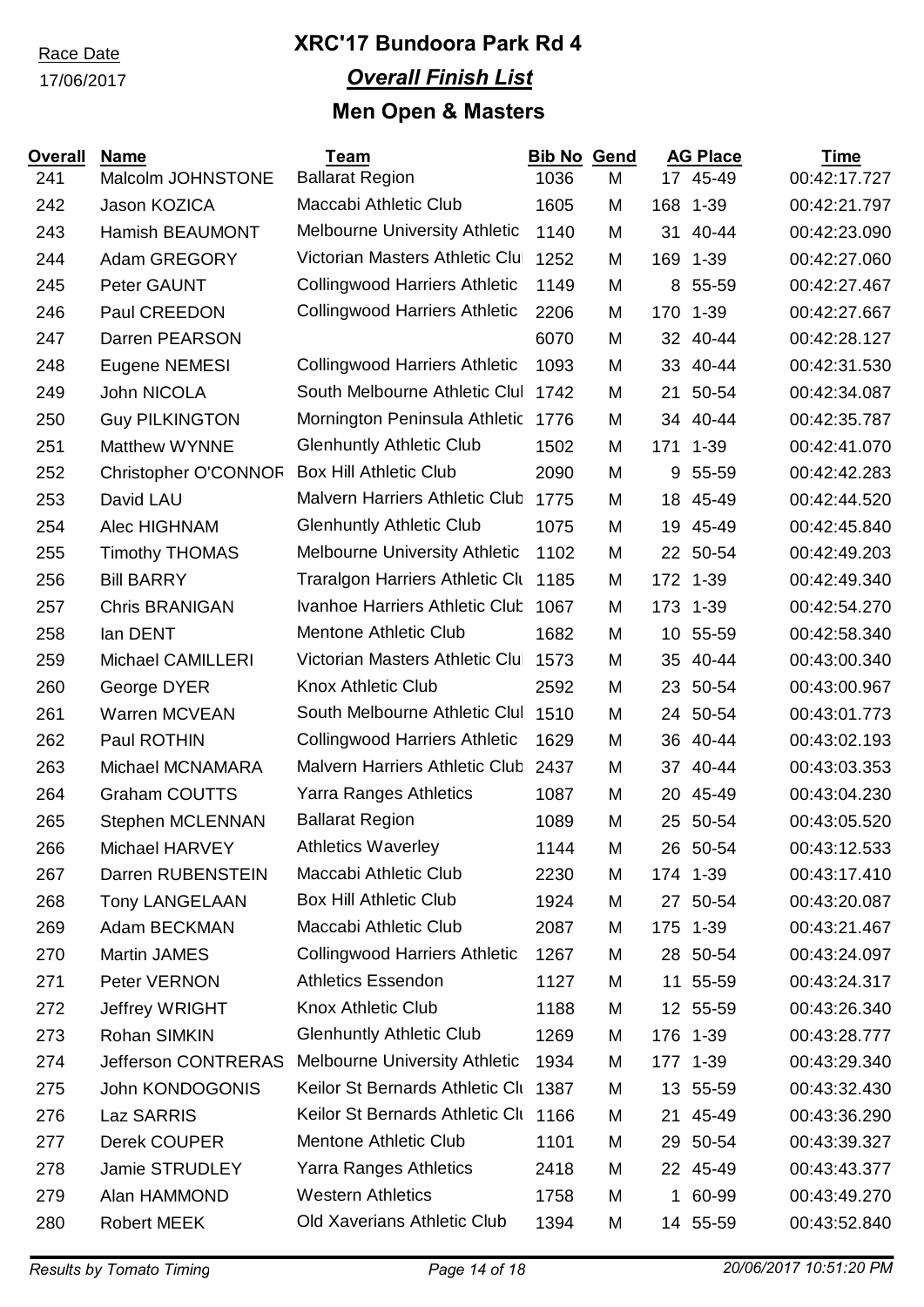Race Date

17/06/2017

# XRC'17 Bundoora Park Rd 4

## *Overall Finish List*

## Men Open & Masters

| Overall | Name | Team | Bib No | Gend | AG Place | | Time |
|---|---|---|---|---|---|---|---|
| 241 | Malcolm JOHNSTONE | Ballarat Region | 1036 | M | 17 | 45-49 | 00:42:17.727 |
| 242 | Jason KOZICA | Maccabi Athletic Club | 1605 | M | 168 | 1-39 | 00:42:21.797 |
| 243 | Hamish BEAUMONT | Melbourne University Athletic | 1140 | M | 31 | 40-44 | 00:42:23.090 |
| 244 | Adam GREGORY | Victorian Masters Athletic Clu | 1252 | M | 169 | 1-39 | 00:42:27.060 |
| 245 | Peter GAUNT | Collingwood Harriers Athletic | 1149 | M | 8 | 55-59 | 00:42:27.467 |
| 246 | Paul CREEDON | Collingwood Harriers Athletic | 2206 | M | 170 | 1-39 | 00:42:27.667 |
| 247 | Darren PEARSON | | 6070 | M | 32 | 40-44 | 00:42:28.127 |
| 248 | Eugene NEMESI | Collingwood Harriers Athletic | 1093 | M | 33 | 40-44 | 00:42:31.530 |
| 249 | John NICOLA | South Melbourne Athletic Clul | 1742 | M | 21 | 50-54 | 00:42:34.087 |
| 250 | Guy PILKINGTON | Mornington Peninsula Athletic | 1776 | M | 34 | 40-44 | 00:42:35.787 |
| 251 | Matthew WYNNE | Glenhuntly Athletic Club | 1502 | M | 171 | 1-39 | 00:42:41.070 |
| 252 | Christopher O'CONNOR | Box Hill Athletic Club | 2090 | M | 9 | 55-59 | 00:42:42.283 |
| 253 | David LAU | Malvern Harriers Athletic Club | 1775 | M | 18 | 45-49 | 00:42:44.520 |
| 254 | Alec HIGHNAM | Glenhuntly Athletic Club | 1075 | M | 19 | 45-49 | 00:42:45.840 |
| 255 | Timothy THOMAS | Melbourne University Athletic | 1102 | M | 22 | 50-54 | 00:42:49.203 |
| 256 | Bill BARRY | Traralgon Harriers Athletic Clu | 1185 | M | 172 | 1-39 | 00:42:49.340 |
| 257 | Chris BRANIGAN | Ivanhoe Harriers Athletic Club | 1067 | M | 173 | 1-39 | 00:42:54.270 |
| 258 | Ian DENT | Mentone Athletic Club | 1682 | M | 10 | 55-59 | 00:42:58.340 |
| 259 | Michael CAMILLERI | Victorian Masters Athletic Clu | 1573 | M | 35 | 40-44 | 00:43:00.340 |
| 260 | George DYER | Knox Athletic Club | 2592 | M | 23 | 50-54 | 00:43:00.967 |
| 261 | Warren MCVEAN | South Melbourne Athletic Clul | 1510 | M | 24 | 50-54 | 00:43:01.773 |
| 262 | Paul ROTHIN | Collingwood Harriers Athletic | 1629 | M | 36 | 40-44 | 00:43:02.193 |
| 263 | Michael MCNAMARA | Malvern Harriers Athletic Club | 2437 | M | 37 | 40-44 | 00:43:03.353 |
| 264 | Graham COUTTS | Yarra Ranges Athletics | 1087 | M | 20 | 45-49 | 00:43:04.230 |
| 265 | Stephen MCLENNAN | Ballarat Region | 1089 | M | 25 | 50-54 | 00:43:05.520 |
| 266 | Michael HARVEY | Athletics Waverley | 1144 | M | 26 | 50-54 | 00:43:12.533 |
| 267 | Darren RUBENSTEIN | Maccabi Athletic Club | 2230 | M | 174 | 1-39 | 00:43:17.410 |
| 268 | Tony LANGELAAN | Box Hill Athletic Club | 1924 | M | 27 | 50-54 | 00:43:20.087 |
| 269 | Adam BECKMAN | Maccabi Athletic Club | 2087 | M | 175 | 1-39 | 00:43:21.467 |
| 270 | Martin JAMES | Collingwood Harriers Athletic | 1267 | M | 28 | 50-54 | 00:43:24.097 |
| 271 | Peter VERNON | Athletics Essendon | 1127 | M | 11 | 55-59 | 00:43:24.317 |
| 272 | Jeffrey WRIGHT | Knox Athletic Club | 1188 | M | 12 | 55-59 | 00:43:26.340 |
| 273 | Rohan SIMKIN | Glenhuntly Athletic Club | 1269 | M | 176 | 1-39 | 00:43:28.777 |
| 274 | Jefferson CONTRERAS | Melbourne University Athletic | 1934 | M | 177 | 1-39 | 00:43:29.340 |
| 275 | John KONDOGONIS | Keilor St Bernards Athletic Clu | 1387 | M | 13 | 55-59 | 00:43:32.430 |
| 276 | Laz SARRIS | Keilor St Bernards Athletic Clu | 1166 | M | 21 | 45-49 | 00:43:36.290 |
| 277 | Derek COUPER | Mentone Athletic Club | 1101 | M | 29 | 50-54 | 00:43:39.327 |
| 278 | Jamie STRUDLEY | Yarra Ranges Athletics | 2418 | M | 22 | 45-49 | 00:43:43.377 |
| 279 | Alan HAMMOND | Western Athletics | 1758 | M | 1 | 60-99 | 00:43:49.270 |
| 280 | Robert MEEK | Old Xaverians Athletic Club | 1394 | M | 14 | 55-59 | 00:43:52.840 |

*Results by Tomato Timing* *20/06/2017 10:51:20 PM*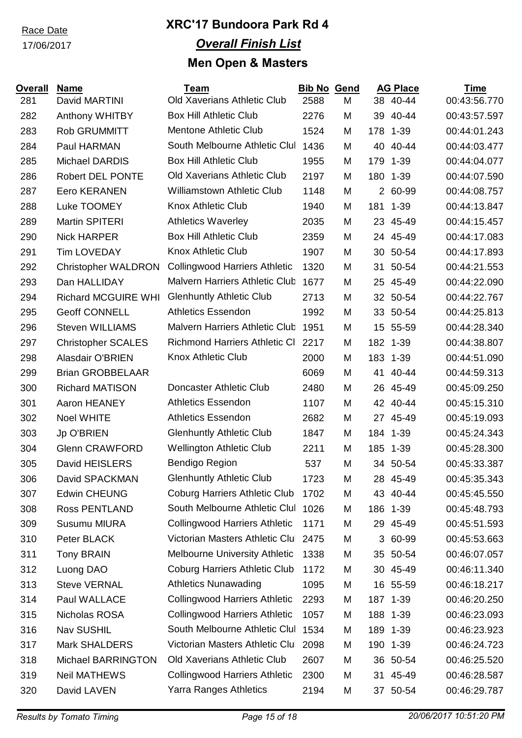Race Date
17/06/2017

# XRC'17 Bundoora Park Rd 4

## *Overall Finish List*

## Men Open & Masters

| Overall | Name | Team | Bib No | Gend | AG Place | | Time |
|---|---|---|---|---|---|---|---|
| 281 | David MARTINI | Old Xaverians Athletic Club | 2588 | M | 38 | 40-44 | 00:43:56.770 |
| 282 | Anthony WHITBY | Box Hill Athletic Club | 2276 | M | 39 | 40-44 | 00:43:57.597 |
| 283 | Rob GRUMMITT | Mentone Athletic Club | 1524 | M | 178 | 1-39 | 00:44:01.243 |
| 284 | Paul HARMAN | South Melbourne Athletic Clul | 1436 | M | 40 | 40-44 | 00:44:03.477 |
| 285 | Michael DARDIS | Box Hill Athletic Club | 1955 | M | 179 | 1-39 | 00:44:04.077 |
| 286 | Robert DEL PONTE | Old Xaverians Athletic Club | 2197 | M | 180 | 1-39 | 00:44:07.590 |
| 287 | Eero KERANEN | Williamstown Athletic Club | 1148 | M | 2 | 60-99 | 00:44:08.757 |
| 288 | Luke TOOMEY | Knox Athletic Club | 1940 | M | 181 | 1-39 | 00:44:13.847 |
| 289 | Martin SPITERI | Athletics Waverley | 2035 | M | 23 | 45-49 | 00:44:15.457 |
| 290 | Nick HARPER | Box Hill Athletic Club | 2359 | M | 24 | 45-49 | 00:44:17.083 |
| 291 | Tim LOVEDAY | Knox Athletic Club | 1907 | M | 30 | 50-54 | 00:44:17.893 |
| 292 | Christopher WALDRON | Collingwood Harriers Athletic | 1320 | M | 31 | 50-54 | 00:44:21.553 |
| 293 | Dan HALLIDAY | Malvern Harriers Athletic Club | 1677 | M | 25 | 45-49 | 00:44:22.090 |
| 294 | Richard MCGUIRE WHI | Glenhuntly Athletic Club | 2713 | M | 32 | 50-54 | 00:44:22.767 |
| 295 | Geoff CONNELL | Athletics Essendon | 1992 | M | 33 | 50-54 | 00:44:25.813 |
| 296 | Steven WILLIAMS | Malvern Harriers Athletic Club | 1951 | M | 15 | 55-59 | 00:44:28.340 |
| 297 | Christopher SCALES | Richmond Harriers Athletic Cl | 2217 | M | 182 | 1-39 | 00:44:38.807 |
| 298 | Alasdair O'BRIEN | Knox Athletic Club | 2000 | M | 183 | 1-39 | 00:44:51.090 |
| 299 | Brian GROBBELAAR | | 6069 | M | 41 | 40-44 | 00:44:59.313 |
| 300 | Richard MATISON | Doncaster Athletic Club | 2480 | M | 26 | 45-49 | 00:45:09.250 |
| 301 | Aaron HEANEY | Athletics Essendon | 1107 | M | 42 | 40-44 | 00:45:15.310 |
| 302 | Noel WHITE | Athletics Essendon | 2682 | M | 27 | 45-49 | 00:45:19.093 |
| 303 | Jp O'BRIEN | Glenhuntly Athletic Club | 1847 | M | 184 | 1-39 | 00:45:24.343 |
| 304 | Glenn CRAWFORD | Wellington Athletic Club | 2211 | M | 185 | 1-39 | 00:45:28.300 |
| 305 | David HEISLERS | Bendigo Region | 537 | M | 34 | 50-54 | 00:45:33.387 |
| 306 | David SPACKMAN | Glenhuntly Athletic Club | 1723 | M | 28 | 45-49 | 00:45:35.343 |
| 307 | Edwin CHEUNG | Coburg Harriers Athletic Club | 1702 | M | 43 | 40-44 | 00:45:45.550 |
| 308 | Ross PENTLAND | South Melbourne Athletic Clul | 1026 | M | 186 | 1-39 | 00:45:48.793 |
| 309 | Susumu MIURA | Collingwood Harriers Athletic | 1171 | M | 29 | 45-49 | 00:45:51.593 |
| 310 | Peter BLACK | Victorian Masters Athletic Clu | 2475 | M | 3 | 60-99 | 00:45:53.663 |
| 311 | Tony BRAIN | Melbourne University Athletic | 1338 | M | 35 | 50-54 | 00:46:07.057 |
| 312 | Luong DAO | Coburg Harriers Athletic Club | 1172 | M | 30 | 45-49 | 00:46:11.340 |
| 313 | Steve VERNAL | Athletics Nunawading | 1095 | M | 16 | 55-59 | 00:46:18.217 |
| 314 | Paul WALLACE | Collingwood Harriers Athletic | 2293 | M | 187 | 1-39 | 00:46:20.250 |
| 315 | Nicholas ROSA | Collingwood Harriers Athletic | 1057 | M | 188 | 1-39 | 00:46:23.093 |
| 316 | Nav SUSHIL | South Melbourne Athletic Clul | 1534 | M | 189 | 1-39 | 00:46:23.923 |
| 317 | Mark SHALDERS | Victorian Masters Athletic Clu | 2098 | M | 190 | 1-39 | 00:46:24.723 |
| 318 | Michael BARRINGTON | Old Xaverians Athletic Club | 2607 | M | 36 | 50-54 | 00:46:25.520 |
| 319 | Neil MATHEWS | Collingwood Harriers Athletic | 2300 | M | 31 | 45-49 | 00:46:28.587 |
| 320 | David LAVEN | Yarra Ranges Athletics | 2194 | M | 37 | 50-54 | 00:46:29.787 |

*Results by Tomato Timing* | *20/06/2017 10:51:20 PM*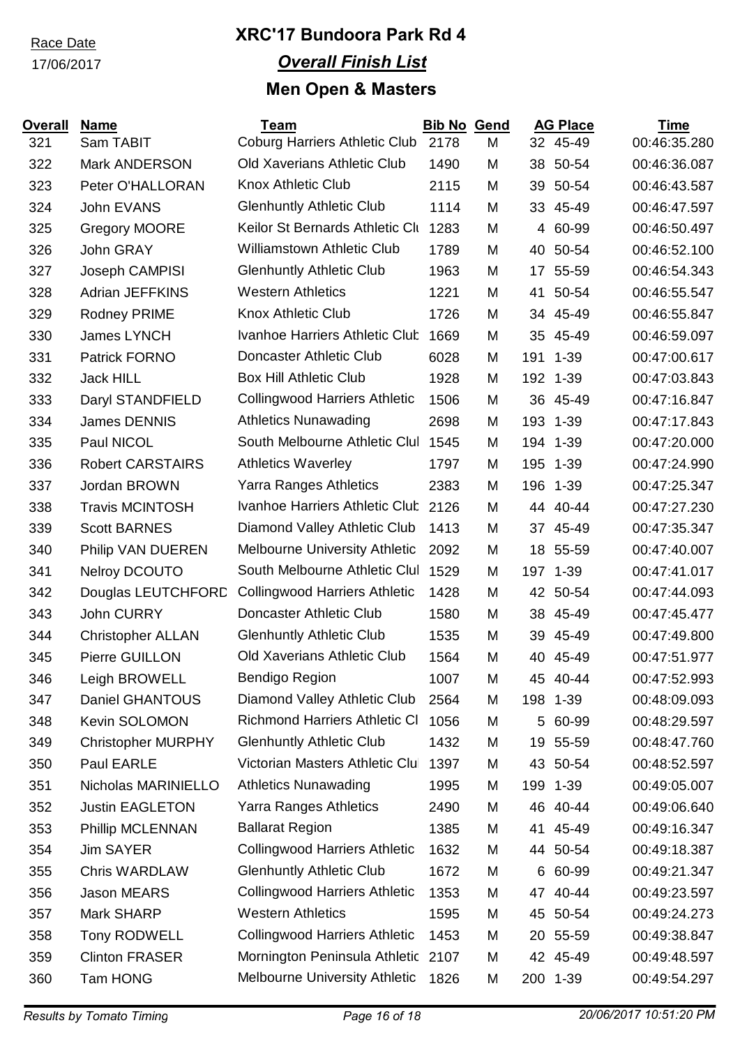Race Date

17/06/2017

# XRC'17 Bundoora Park Rd 4

## *Overall Finish List*

## Men Open & Masters

| Overall | Name | Team | Bib No | Gend | AG Place | | Time |
|---|---|---|---|---|---|---|---|
| 321 | Sam TABIT | Coburg Harriers Athletic Club | 2178 | M | 32 | 45-49 | 00:46:35.280 |
| 322 | Mark ANDERSON | Old Xaverians Athletic Club | 1490 | M | 38 | 50-54 | 00:46:36.087 |
| 323 | Peter O'HALLORAN | Knox Athletic Club | 2115 | M | 39 | 50-54 | 00:46:43.587 |
| 324 | John EVANS | Glenhuntly Athletic Club | 1114 | M | 33 | 45-49 | 00:46:47.597 |
| 325 | Gregory MOORE | Keilor St Bernards Athletic Clu | 1283 | M | 4 | 60-99 | 00:46:50.497 |
| 326 | John GRAY | Williamstown Athletic Club | 1789 | M | 40 | 50-54 | 00:46:52.100 |
| 327 | Joseph CAMPISI | Glenhuntly Athletic Club | 1963 | M | 17 | 55-59 | 00:46:54.343 |
| 328 | Adrian JEFFKINS | Western Athletics | 1221 | M | 41 | 50-54 | 00:46:55.547 |
| 329 | Rodney PRIME | Knox Athletic Club | 1726 | M | 34 | 45-49 | 00:46:55.847 |
| 330 | James LYNCH | Ivanhoe Harriers Athletic Club | 1669 | M | 35 | 45-49 | 00:46:59.097 |
| 331 | Patrick FORNO | Doncaster Athletic Club | 6028 | M | 191 | 1-39 | 00:47:00.617 |
| 332 | Jack HILL | Box Hill Athletic Club | 1928 | M | 192 | 1-39 | 00:47:03.843 |
| 333 | Daryl STANDFIELD | Collingwood Harriers Athletic | 1506 | M | 36 | 45-49 | 00:47:16.847 |
| 334 | James DENNIS | Athletics Nunawading | 2698 | M | 193 | 1-39 | 00:47:17.843 |
| 335 | Paul NICOL | South Melbourne Athletic Clul | 1545 | M | 194 | 1-39 | 00:47:20.000 |
| 336 | Robert CARSTAIRS | Athletics Waverley | 1797 | M | 195 | 1-39 | 00:47:24.990 |
| 337 | Jordan BROWN | Yarra Ranges Athletics | 2383 | M | 196 | 1-39 | 00:47:25.347 |
| 338 | Travis MCINTOSH | Ivanhoe Harriers Athletic Club | 2126 | M | 44 | 40-44 | 00:47:27.230 |
| 339 | Scott BARNES | Diamond Valley Athletic Club | 1413 | M | 37 | 45-49 | 00:47:35.347 |
| 340 | Philip VAN DUEREN | Melbourne University Athletic | 2092 | M | 18 | 55-59 | 00:47:40.007 |
| 341 | Nelroy DCOUTO | South Melbourne Athletic Clul | 1529 | M | 197 | 1-39 | 00:47:41.017 |
| 342 | Douglas LEUTCHFORD | Collingwood Harriers Athletic | 1428 | M | 42 | 50-54 | 00:47:44.093 |
| 343 | John CURRY | Doncaster Athletic Club | 1580 | M | 38 | 45-49 | 00:47:45.477 |
| 344 | Christopher ALLAN | Glenhuntly Athletic Club | 1535 | M | 39 | 45-49 | 00:47:49.800 |
| 345 | Pierre GUILLON | Old Xaverians Athletic Club | 1564 | M | 40 | 45-49 | 00:47:51.977 |
| 346 | Leigh BROWELL | Bendigo Region | 1007 | M | 45 | 40-44 | 00:47:52.993 |
| 347 | Daniel GHANTOUS | Diamond Valley Athletic Club | 2564 | M | 198 | 1-39 | 00:48:09.093 |
| 348 | Kevin SOLOMON | Richmond Harriers Athletic Cl | 1056 | M | 5 | 60-99 | 00:48:29.597 |
| 349 | Christopher MURPHY | Glenhuntly Athletic Club | 1432 | M | 19 | 55-59 | 00:48:47.760 |
| 350 | Paul EARLE | Victorian Masters Athletic Clu | 1397 | M | 43 | 50-54 | 00:48:52.597 |
| 351 | Nicholas MARINIELLO | Athletics Nunawading | 1995 | M | 199 | 1-39 | 00:49:05.007 |
| 352 | Justin EAGLETON | Yarra Ranges Athletics | 2490 | M | 46 | 40-44 | 00:49:06.640 |
| 353 | Phillip MCLENNAN | Ballarat Region | 1385 | M | 41 | 45-49 | 00:49:16.347 |
| 354 | Jim SAYER | Collingwood Harriers Athletic | 1632 | M | 44 | 50-54 | 00:49:18.387 |
| 355 | Chris WARDLAW | Glenhuntly Athletic Club | 1672 | M | 6 | 60-99 | 00:49:21.347 |
| 356 | Jason MEARS | Collingwood Harriers Athletic | 1353 | M | 47 | 40-44 | 00:49:23.597 |
| 357 | Mark SHARP | Western Athletics | 1595 | M | 45 | 50-54 | 00:49:24.273 |
| 358 | Tony RODWELL | Collingwood Harriers Athletic | 1453 | M | 20 | 55-59 | 00:49:38.847 |
| 359 | Clinton FRASER | Mornington Peninsula Athletic | 2107 | M | 42 | 45-49 | 00:49:48.597 |
| 360 | Tam HONG | Melbourne University Athletic | 1826 | M | 200 | 1-39 | 00:49:54.297 |

*Results by Tomato Timing* *20/06/2017 10:51:20 PM*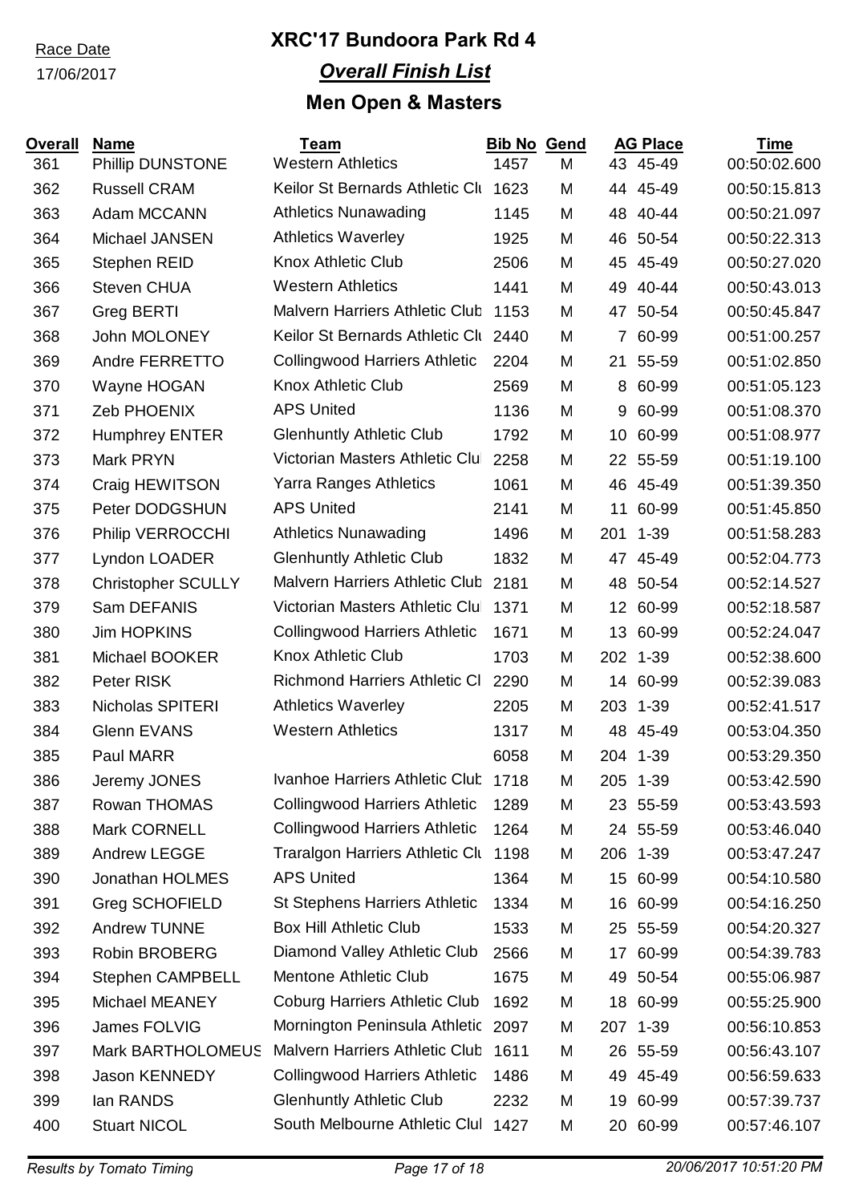Race Date
17/06/2017

# XRC'17 Bundoora Park Rd 4

## *Overall Finish List*

## Men Open & Masters

| Overall | Name | Team | Bib No | Gend | AG Place | | Time |
|---|---|---|---|---|---|---|---|
| 361 | Phillip DUNSTONE | Western Athletics | 1457 | M | 43 | 45-49 | 00:50:02.600 |
| 362 | Russell CRAM | Keilor St Bernards Athletic Clu | 1623 | M | 44 | 45-49 | 00:50:15.813 |
| 363 | Adam MCCANN | Athletics Nunawading | 1145 | M | 48 | 40-44 | 00:50:21.097 |
| 364 | Michael JANSEN | Athletics Waverley | 1925 | M | 46 | 50-54 | 00:50:22.313 |
| 365 | Stephen REID | Knox Athletic Club | 2506 | M | 45 | 45-49 | 00:50:27.020 |
| 366 | Steven CHUA | Western Athletics | 1441 | M | 49 | 40-44 | 00:50:43.013 |
| 367 | Greg BERTI | Malvern Harriers Athletic Club | 1153 | M | 47 | 50-54 | 00:50:45.847 |
| 368 | John MOLONEY | Keilor St Bernards Athletic Clu | 2440 | M | 7 | 60-99 | 00:51:00.257 |
| 369 | Andre FERRETTO | Collingwood Harriers Athletic | 2204 | M | 21 | 55-59 | 00:51:02.850 |
| 370 | Wayne HOGAN | Knox Athletic Club | 2569 | M | 8 | 60-99 | 00:51:05.123 |
| 371 | Zeb PHOENIX | APS United | 1136 | M | 9 | 60-99 | 00:51:08.370 |
| 372 | Humphrey ENTER | Glenhuntly Athletic Club | 1792 | M | 10 | 60-99 | 00:51:08.977 |
| 373 | Mark PRYN | Victorian Masters Athletic Clu | 2258 | M | 22 | 55-59 | 00:51:19.100 |
| 374 | Craig HEWITSON | Yarra Ranges Athletics | 1061 | M | 46 | 45-49 | 00:51:39.350 |
| 375 | Peter DODGSHUN | APS United | 2141 | M | 11 | 60-99 | 00:51:45.850 |
| 376 | Philip VERROCCHI | Athletics Nunawading | 1496 | M | 201 | 1-39 | 00:51:58.283 |
| 377 | Lyndon LOADER | Glenhuntly Athletic Club | 1832 | M | 47 | 45-49 | 00:52:04.773 |
| 378 | Christopher SCULLY | Malvern Harriers Athletic Club | 2181 | M | 48 | 50-54 | 00:52:14.527 |
| 379 | Sam DEFANIS | Victorian Masters Athletic Clu | 1371 | M | 12 | 60-99 | 00:52:18.587 |
| 380 | Jim HOPKINS | Collingwood Harriers Athletic | 1671 | M | 13 | 60-99 | 00:52:24.047 |
| 381 | Michael BOOKER | Knox Athletic Club | 1703 | M | 202 | 1-39 | 00:52:38.600 |
| 382 | Peter RISK | Richmond Harriers Athletic Cl | 2290 | M | 14 | 60-99 | 00:52:39.083 |
| 383 | Nicholas SPITERI | Athletics Waverley | 2205 | M | 203 | 1-39 | 00:52:41.517 |
| 384 | Glenn EVANS | Western Athletics | 1317 | M | 48 | 45-49 | 00:53:04.350 |
| 385 | Paul MARR | | 6058 | M | 204 | 1-39 | 00:53:29.350 |
| 386 | Jeremy JONES | Ivanhoe Harriers Athletic Club | 1718 | M | 205 | 1-39 | 00:53:42.590 |
| 387 | Rowan THOMAS | Collingwood Harriers Athletic | 1289 | M | 23 | 55-59 | 00:53:43.593 |
| 388 | Mark CORNELL | Collingwood Harriers Athletic | 1264 | M | 24 | 55-59 | 00:53:46.040 |
| 389 | Andrew LEGGE | Traralgon Harriers Athletic Clu | 1198 | M | 206 | 1-39 | 00:53:47.247 |
| 390 | Jonathan HOLMES | APS United | 1364 | M | 15 | 60-99 | 00:54:10.580 |
| 391 | Greg SCHOFIELD | St Stephens Harriers Athletic | 1334 | M | 16 | 60-99 | 00:54:16.250 |
| 392 | Andrew TUNNE | Box Hill Athletic Club | 1533 | M | 25 | 55-59 | 00:54:20.327 |
| 393 | Robin BROBERG | Diamond Valley Athletic Club | 2566 | M | 17 | 60-99 | 00:54:39.783 |
| 394 | Stephen CAMPBELL | Mentone Athletic Club | 1675 | M | 49 | 50-54 | 00:55:06.987 |
| 395 | Michael MEANEY | Coburg Harriers Athletic Club | 1692 | M | 18 | 60-99 | 00:55:25.900 |
| 396 | James FOLVIG | Mornington Peninsula Athletic | 2097 | M | 207 | 1-39 | 00:56:10.853 |
| 397 | Mark BARTHOLOMEUS | Malvern Harriers Athletic Club | 1611 | M | 26 | 55-59 | 00:56:43.107 |
| 398 | Jason KENNEDY | Collingwood Harriers Athletic | 1486 | M | 49 | 45-49 | 00:56:59.633 |
| 399 | Ian RANDS | Glenhuntly Athletic Club | 2232 | M | 19 | 60-99 | 00:57:39.737 |
| 400 | Stuart NICOL | South Melbourne Athletic Clul | 1427 | M | 20 | 60-99 | 00:57:46.107 |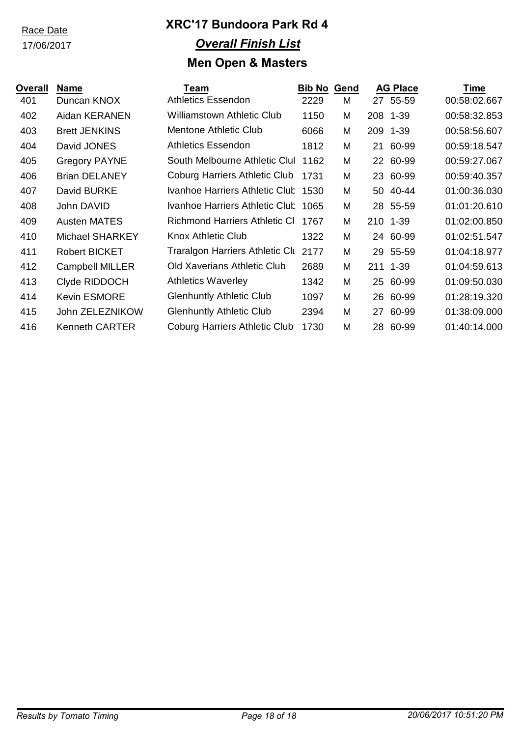Race Date
17/06/2017

# XRC'17 Bundoora Park Rd 4

## *Overall Finish List*

## Men Open & Masters

| Overall | Name | Team | Bib No | Gend | AG Place | | Time |
|---|---|---|---|---|---|---|---|
| 401 | Duncan KNOX | Athletics Essendon | 2229 | M | 27 | 55-59 | 00:58:02.667 |
| 402 | Aidan KERANEN | Williamstown Athletic Club | 1150 | M | 208 | 1-39 | 00:58:32.853 |
| 403 | Brett JENKINS | Mentone Athletic Club | 6066 | M | 209 | 1-39 | 00:58:56.607 |
| 404 | David JONES | Athletics Essendon | 1812 | M | 21 | 60-99 | 00:59:18.547 |
| 405 | Gregory PAYNE | South Melbourne Athletic Clul | 1162 | M | 22 | 60-99 | 00:59:27.067 |
| 406 | Brian DELANEY | Coburg Harriers Athletic Club | 1731 | M | 23 | 60-99 | 00:59:40.357 |
| 407 | David BURKE | Ivanhoe Harriers Athletic Club | 1530 | M | 50 | 40-44 | 01:00:36.030 |
| 408 | John DAVID | Ivanhoe Harriers Athletic Club | 1065 | M | 28 | 55-59 | 01:01:20.610 |
| 409 | Austen MATES | Richmond Harriers Athletic Cl | 1767 | M | 210 | 1-39 | 01:02:00.850 |
| 410 | Michael SHARKEY | Knox Athletic Club | 1322 | M | 24 | 60-99 | 01:02:51.547 |
| 411 | Robert BICKET | Traralgon Harriers Athletic Clu | 2177 | M | 29 | 55-59 | 01:04:18.977 |
| 412 | Campbell MILLER | Old Xaverians Athletic Club | 2689 | M | 211 | 1-39 | 01:04:59.613 |
| 413 | Clyde RIDDOCH | Athletics Waverley | 1342 | M | 25 | 60-99 | 01:09:50.030 |
| 414 | Kevin ESMORE | Glenhuntly Athletic Club | 1097 | M | 26 | 60-99 | 01:28:19.320 |
| 415 | John ZELEZNIKOW | Glenhuntly Athletic Club | 2394 | M | 27 | 60-99 | 01:38:09.000 |
| 416 | Kenneth CARTER | Coburg Harriers Athletic Club | 1730 | M | 28 | 60-99 | 01:40:14.000 |

*Results by Tomato Timing* *20/06/2017 10:51:20 PM*